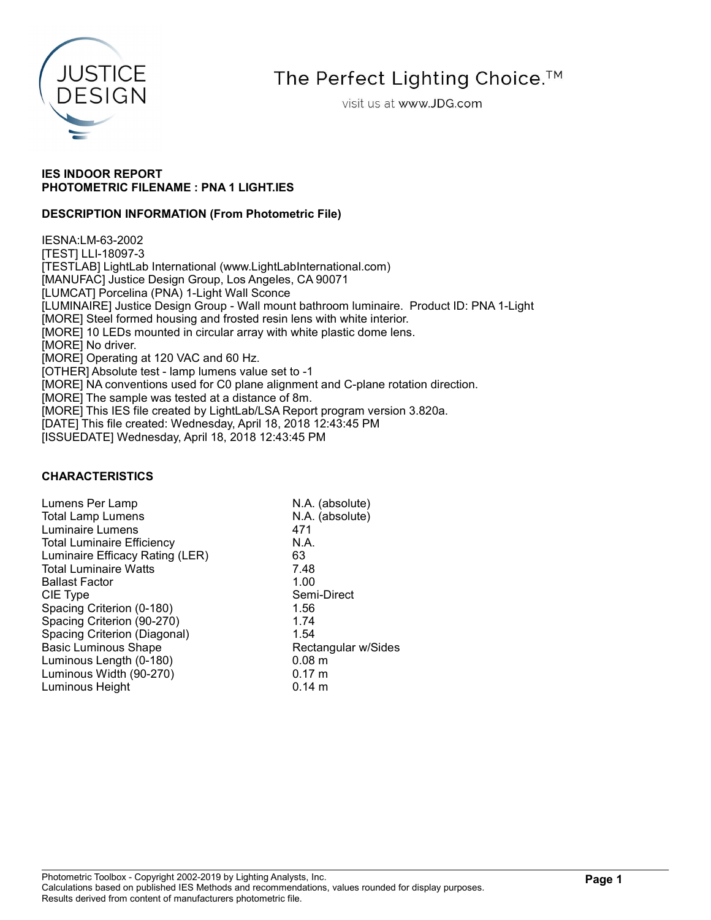# IES INDOOR REPORT
## PHOTOMETRIC FILENAME : PNA 1 LIGHT.IES

### DESCRIPTION INFORMATION (From Photometric File)

IESNA:LM-63-2002
[TEST] LLI-18097-3
[TESTLAB] LightLab International (www.LightLabInternational.com)
[MANUFAC] Justice Design Group, Los Angeles, CA 90071
[LUMCAT] Porcelina (PNA) 1-Light Wall Sconce
[LUMINAIRE] Justice Design Group - Wall mount bathroom luminaire. Product ID: PNA 1-Light
[MORE] Steel formed housing and frosted resin lens with white interior.
[MORE] 10 LEDs mounted in circular array with white plastic dome lens.
[MORE] No driver.
[MORE] Operating at 120 VAC and 60 Hz.
[OTHER] Absolute test - lamp lumens value set to -1
[MORE] NA conventions used for C0 plane alignment and C-plane rotation direction.
[MORE] The sample was tested at a distance of 8m.
[MORE] This IES file created by LightLab/LSA Report program version 3.820a.
[DATE] This file created: Wednesday, April 18, 2018 12:43:45 PM
[ISSUEDATE] Wednesday, April 18, 2018 12:43:45 PM

### CHARACTERISTICS

| | |
|---|---|
| Lumens Per Lamp | N.A. (absolute) |
| Total Lamp Lumens | N.A. (absolute) |
| Luminaire Lumens | 471 |
| Total Luminaire Efficiency | N.A. |
| Luminaire Efficacy Rating (LER) | 63 |
| Total Luminaire Watts | 7.48 |
| Ballast Factor | 1.00 |
| CIE Type | Semi-Direct |
| Spacing Criterion (0-180) | 1.56 |
| Spacing Criterion (90-270) | 1.74 |
| Spacing Criterion (Diagonal) | 1.54 |
| Basic Luminous Shape | Rectangular w/Sides |
| Luminous Length (0-180) | 0.08 m |
| Luminous Width (90-270) | 0.17 m |
| Luminous Height | 0.14 m |

Photometric Toolbox - Copyright 2002-2019 by Lighting Analysts, Inc.
Calculations based on published IES Methods and recommendations, values rounded for display purposes.
Results derived from content of manufacturers photometric file.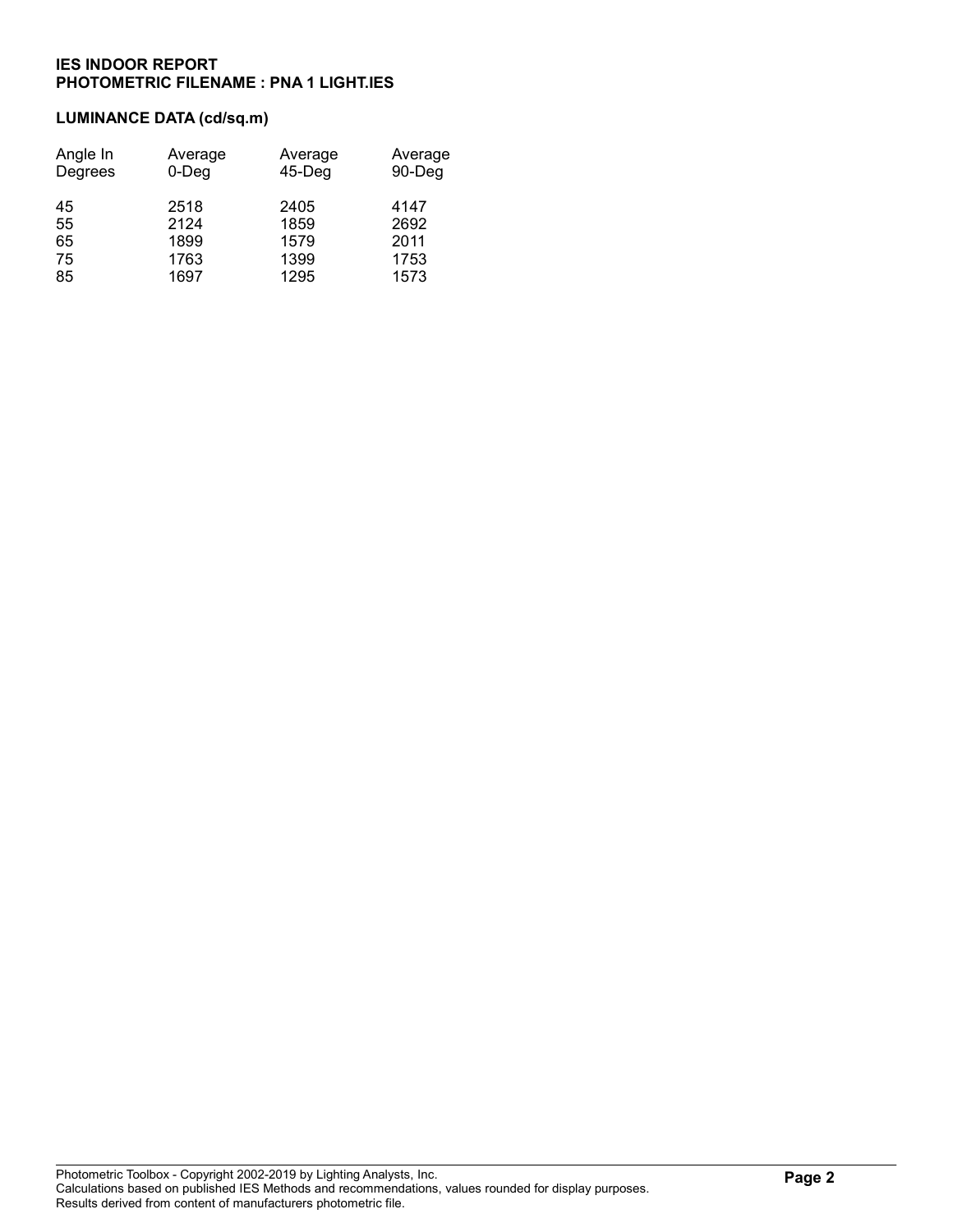**IES INDOOR REPORT**
**PHOTOMETRIC FILENAME : PNA 1 LIGHT.IES**

## LUMINANCE DATA (cd/sq.m)

| Angle In Degrees | Average 0-Deg | Average 45-Deg | Average 90-Deg |
|---|---|---|---|
| 45 | 2518 | 2405 | 4147 |
| 55 | 2124 | 1859 | 2692 |
| 65 | 1899 | 1579 | 2011 |
| 75 | 1763 | 1399 | 1753 |
| 85 | 1697 | 1295 | 1573 |

Photometric Toolbox - Copyright 2002-2019 by Lighting Analysts, Inc.
Calculations based on published IES Methods and recommendations, values rounded for display purposes.
Results derived from content of manufacturers photometric file.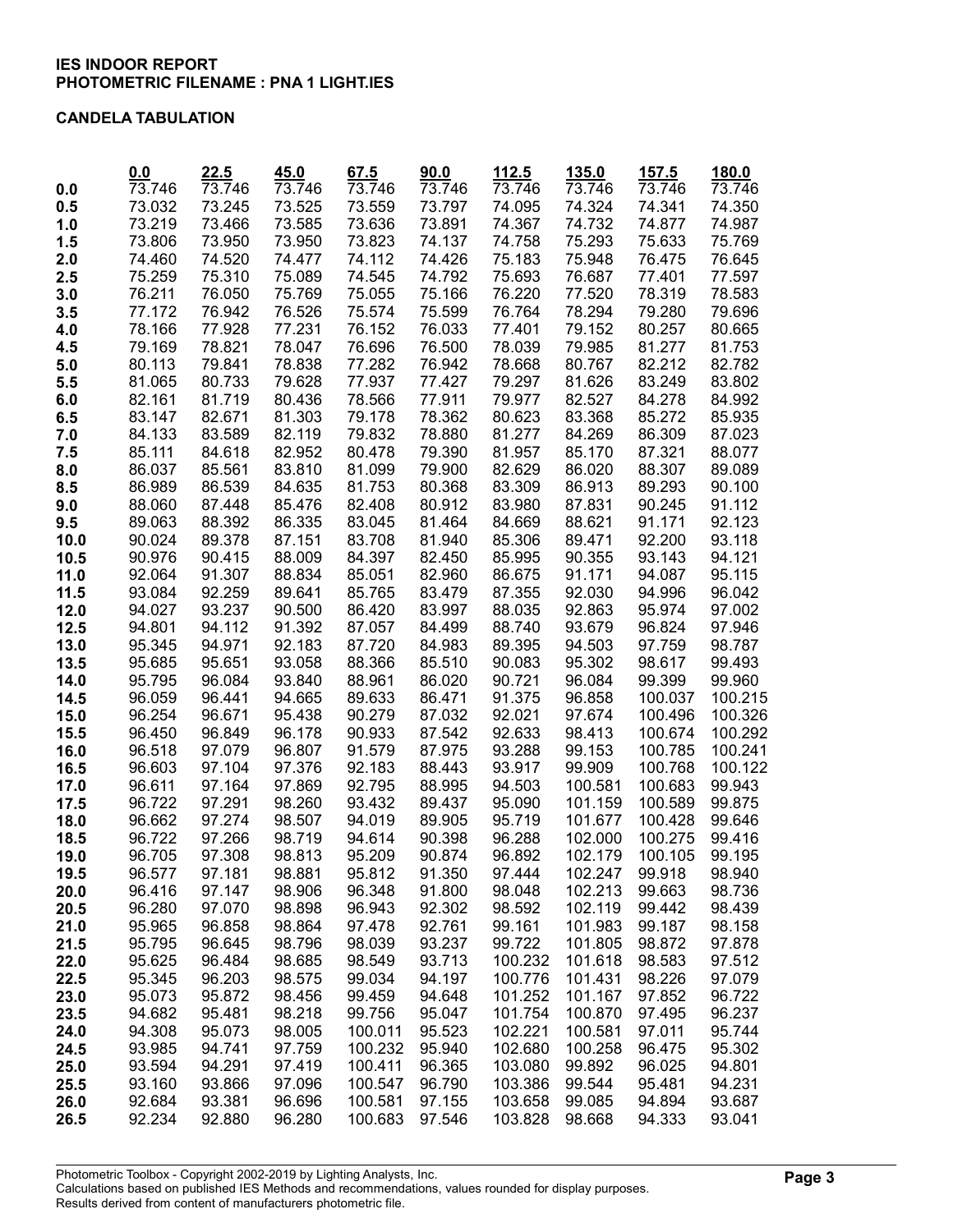**IES INDOOR REPORT**
**PHOTOMETRIC FILENAME : PNA 1 LIGHT.IES**

**CANDELA TABULATION**

| | 0.0 | 22.5 | 45.0 | 67.5 | 90.0 | 112.5 | 135.0 | 157.5 | 180.0 |
|---|---|---|---|---|---|---|---|---|---|
| **0.0** | 73.746 | 73.746 | 73.746 | 73.746 | 73.746 | 73.746 | 73.746 | 73.746 | 73.746 |
| **0.5** | 73.032 | 73.245 | 73.525 | 73.559 | 73.797 | 74.095 | 74.324 | 74.341 | 74.350 |
| **1.0** | 73.219 | 73.466 | 73.585 | 73.636 | 73.891 | 74.367 | 74.732 | 74.877 | 74.987 |
| **1.5** | 73.806 | 73.950 | 73.950 | 73.823 | 74.137 | 74.758 | 75.293 | 75.633 | 75.769 |
| **2.0** | 74.460 | 74.520 | 74.477 | 74.112 | 74.426 | 75.183 | 75.948 | 76.475 | 76.645 |
| **2.5** | 75.259 | 75.310 | 75.089 | 74.545 | 74.792 | 75.693 | 76.687 | 77.401 | 77.597 |
| **3.0** | 76.211 | 76.050 | 75.769 | 75.055 | 75.166 | 76.220 | 77.520 | 78.319 | 78.583 |
| **3.5** | 77.172 | 76.942 | 76.526 | 75.574 | 75.599 | 76.764 | 78.294 | 79.280 | 79.696 |
| **4.0** | 78.166 | 77.928 | 77.231 | 76.152 | 76.033 | 77.401 | 79.152 | 80.257 | 80.665 |
| **4.5** | 79.169 | 78.821 | 78.047 | 76.696 | 76.500 | 78.039 | 79.985 | 81.277 | 81.753 |
| **5.0** | 80.113 | 79.841 | 78.838 | 77.282 | 76.942 | 78.668 | 80.767 | 82.212 | 82.782 |
| **5.5** | 81.065 | 80.733 | 79.628 | 77.937 | 77.427 | 79.297 | 81.626 | 83.249 | 83.802 |
| **6.0** | 82.161 | 81.719 | 80.436 | 78.566 | 77.911 | 79.977 | 82.527 | 84.278 | 84.992 |
| **6.5** | 83.147 | 82.671 | 81.303 | 79.178 | 78.362 | 80.623 | 83.368 | 85.272 | 85.935 |
| **7.0** | 84.133 | 83.589 | 82.119 | 79.832 | 78.880 | 81.277 | 84.269 | 86.309 | 87.023 |
| **7.5** | 85.111 | 84.618 | 82.952 | 80.478 | 79.390 | 81.957 | 85.170 | 87.321 | 88.077 |
| **8.0** | 86.037 | 85.561 | 83.810 | 81.099 | 79.900 | 82.629 | 86.020 | 88.307 | 89.089 |
| **8.5** | 86.989 | 86.539 | 84.635 | 81.753 | 80.368 | 83.309 | 86.913 | 89.293 | 90.100 |
| **9.0** | 88.060 | 87.448 | 85.476 | 82.408 | 80.912 | 83.980 | 87.831 | 90.245 | 91.112 |
| **9.5** | 89.063 | 88.392 | 86.335 | 83.045 | 81.464 | 84.669 | 88.621 | 91.171 | 92.123 |
| **10.0** | 90.024 | 89.378 | 87.151 | 83.708 | 81.940 | 85.306 | 89.471 | 92.200 | 93.118 |
| **10.5** | 90.976 | 90.415 | 88.009 | 84.397 | 82.450 | 85.995 | 90.355 | 93.143 | 94.121 |
| **11.0** | 92.064 | 91.307 | 88.834 | 85.051 | 82.960 | 86.675 | 91.171 | 94.087 | 95.115 |
| **11.5** | 93.084 | 92.259 | 89.641 | 85.765 | 83.479 | 87.355 | 92.030 | 94.996 | 96.042 |
| **12.0** | 94.027 | 93.237 | 90.500 | 86.420 | 83.997 | 88.035 | 92.863 | 95.974 | 97.002 |
| **12.5** | 94.801 | 94.112 | 91.392 | 87.057 | 84.499 | 88.740 | 93.679 | 96.824 | 97.946 |
| **13.0** | 95.345 | 94.971 | 92.183 | 87.720 | 84.983 | 89.395 | 94.503 | 97.759 | 98.787 |
| **13.5** | 95.685 | 95.651 | 93.058 | 88.366 | 85.510 | 90.083 | 95.302 | 98.617 | 99.493 |
| **14.0** | 95.795 | 96.084 | 93.840 | 88.961 | 86.020 | 90.721 | 96.084 | 99.399 | 99.960 |
| **14.5** | 96.059 | 96.441 | 94.665 | 89.633 | 86.471 | 91.375 | 96.858 | 100.037 | 100.215 |
| **15.0** | 96.254 | 96.671 | 95.438 | 90.279 | 87.032 | 92.021 | 97.674 | 100.496 | 100.326 |
| **15.5** | 96.450 | 96.849 | 96.178 | 90.933 | 87.542 | 92.633 | 98.413 | 100.674 | 100.292 |
| **16.0** | 96.518 | 97.079 | 96.807 | 91.579 | 87.975 | 93.288 | 99.153 | 100.785 | 100.241 |
| **16.5** | 96.603 | 97.104 | 97.376 | 92.183 | 88.443 | 93.917 | 99.909 | 100.768 | 100.122 |
| **17.0** | 96.611 | 97.164 | 97.869 | 92.795 | 88.995 | 94.503 | 100.581 | 100.683 | 99.943 |
| **17.5** | 96.722 | 97.291 | 98.260 | 93.432 | 89.437 | 95.090 | 101.159 | 100.589 | 99.875 |
| **18.0** | 96.662 | 97.274 | 98.507 | 94.019 | 89.905 | 95.719 | 101.677 | 100.428 | 99.646 |
| **18.5** | 96.722 | 97.266 | 98.719 | 94.614 | 90.398 | 96.288 | 102.000 | 100.275 | 99.416 |
| **19.0** | 96.705 | 97.308 | 98.813 | 95.209 | 90.874 | 96.892 | 102.179 | 100.105 | 99.195 |
| **19.5** | 96.577 | 97.181 | 98.881 | 95.812 | 91.350 | 97.444 | 102.247 | 99.918 | 98.940 |
| **20.0** | 96.416 | 97.147 | 98.906 | 96.348 | 91.800 | 98.048 | 102.213 | 99.663 | 98.736 |
| **20.5** | 96.280 | 97.070 | 98.898 | 96.943 | 92.302 | 98.592 | 102.119 | 99.442 | 98.439 |
| **21.0** | 95.965 | 96.858 | 98.864 | 97.478 | 92.761 | 99.161 | 101.983 | 99.187 | 98.158 |
| **21.5** | 95.795 | 96.645 | 98.796 | 98.039 | 93.237 | 99.722 | 101.805 | 98.872 | 97.878 |
| **22.0** | 95.625 | 96.484 | 98.685 | 98.549 | 93.713 | 100.232 | 101.618 | 98.583 | 97.512 |
| **22.5** | 95.345 | 96.203 | 98.575 | 99.034 | 94.197 | 100.776 | 101.431 | 98.226 | 97.079 |
| **23.0** | 95.073 | 95.872 | 98.456 | 99.459 | 94.648 | 101.252 | 101.167 | 97.852 | 96.722 |
| **23.5** | 94.682 | 95.481 | 98.218 | 99.756 | 95.047 | 101.754 | 100.870 | 97.495 | 96.237 |
| **24.0** | 94.308 | 95.073 | 98.005 | 100.011 | 95.523 | 102.221 | 100.581 | 97.011 | 95.744 |
| **24.5** | 93.985 | 94.741 | 97.759 | 100.232 | 95.940 | 102.680 | 100.258 | 96.475 | 95.302 |
| **25.0** | 93.594 | 94.291 | 97.419 | 100.411 | 96.365 | 103.080 | 99.892 | 96.025 | 94.801 |
| **25.5** | 93.160 | 93.866 | 97.096 | 100.547 | 96.790 | 103.386 | 99.544 | 95.481 | 94.231 |
| **26.0** | 92.684 | 93.381 | 96.696 | 100.581 | 97.155 | 103.658 | 99.085 | 94.894 | 93.687 |
| **26.5** | 92.234 | 92.880 | 96.280 | 100.683 | 97.546 | 103.828 | 98.668 | 94.333 | 93.041 |

Photometric Toolbox - Copyright 2002-2019 by Lighting Analysts, Inc.
Calculations based on published IES Methods and recommendations, values rounded for display purposes.
Results derived from content of manufacturers photometric file.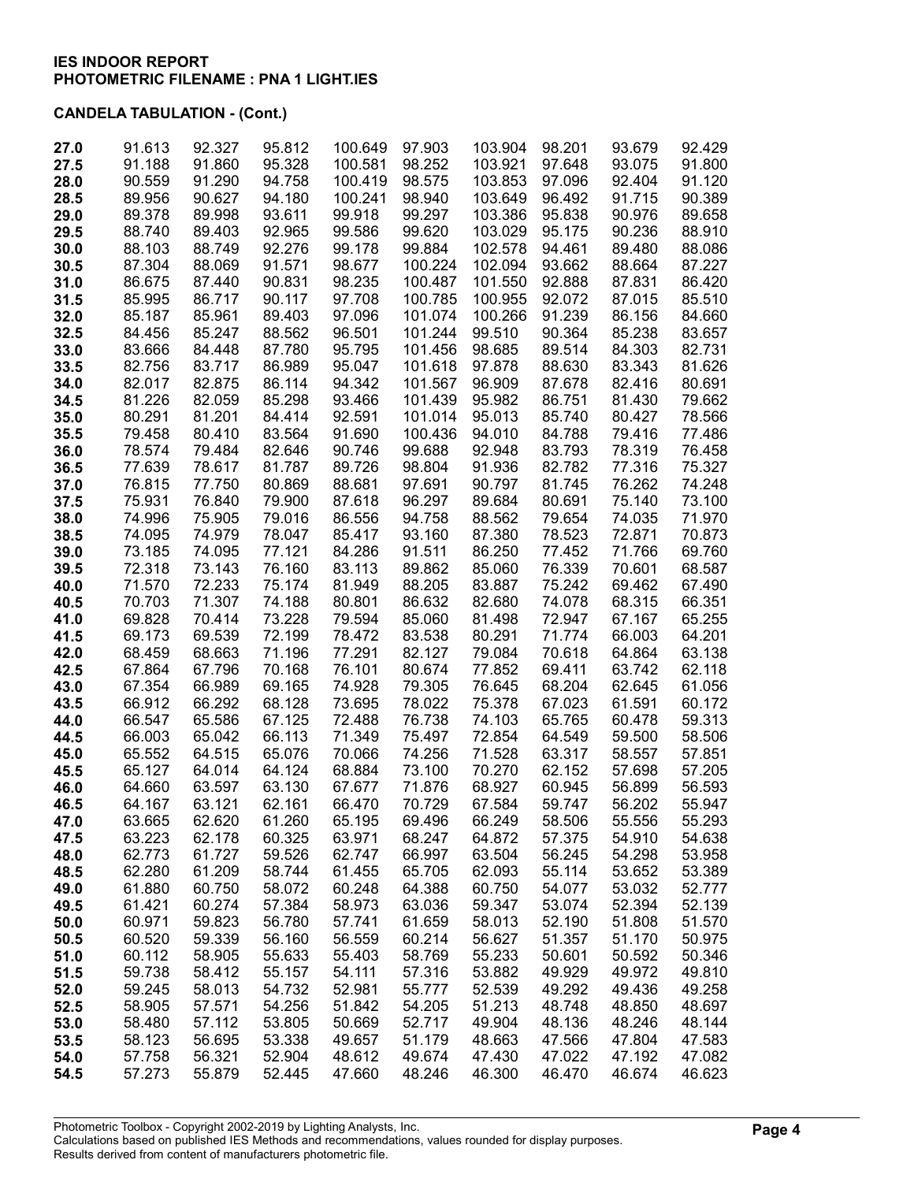**IES INDOOR REPORT**
**PHOTOMETRIC FILENAME : PNA 1 LIGHT.IES**

**CANDELA TABULATION - (Cont.)**

| | | | | | | | | | |
|---|---|---|---|---|---|---|---|---|---|
| **27.0** | 91.613 | 92.327 | 95.812 | 100.649 | 97.903 | 103.904 | 98.201 | 93.679 | 92.429 |
| **27.5** | 91.188 | 91.860 | 95.328 | 100.581 | 98.252 | 103.921 | 97.648 | 93.075 | 91.800 |
| **28.0** | 90.559 | 91.290 | 94.758 | 100.419 | 98.575 | 103.853 | 97.096 | 92.404 | 91.120 |
| **28.5** | 89.956 | 90.627 | 94.180 | 100.241 | 98.940 | 103.649 | 96.492 | 91.715 | 90.389 |
| **29.0** | 89.378 | 89.998 | 93.611 | 99.918 | 99.297 | 103.386 | 95.838 | 90.976 | 89.658 |
| **29.5** | 88.740 | 89.403 | 92.965 | 99.586 | 99.620 | 103.029 | 95.175 | 90.236 | 88.910 |
| **30.0** | 88.103 | 88.749 | 92.276 | 99.178 | 99.884 | 102.578 | 94.461 | 89.480 | 88.086 |
| **30.5** | 87.304 | 88.069 | 91.571 | 98.677 | 100.224 | 102.094 | 93.662 | 88.664 | 87.227 |
| **31.0** | 86.675 | 87.440 | 90.831 | 98.235 | 100.487 | 101.550 | 92.888 | 87.831 | 86.420 |
| **31.5** | 85.995 | 86.717 | 90.117 | 97.708 | 100.785 | 100.955 | 92.072 | 87.015 | 85.510 |
| **32.0** | 85.187 | 85.961 | 89.403 | 97.096 | 101.074 | 100.266 | 91.239 | 86.156 | 84.660 |
| **32.5** | 84.456 | 85.247 | 88.562 | 96.501 | 101.244 | 99.510 | 90.364 | 85.238 | 83.657 |
| **33.0** | 83.666 | 84.448 | 87.780 | 95.795 | 101.456 | 98.685 | 89.514 | 84.303 | 82.731 |
| **33.5** | 82.756 | 83.717 | 86.989 | 95.047 | 101.618 | 97.878 | 88.630 | 83.343 | 81.626 |
| **34.0** | 82.017 | 82.875 | 86.114 | 94.342 | 101.567 | 96.909 | 87.678 | 82.416 | 80.691 |
| **34.5** | 81.226 | 82.059 | 85.298 | 93.466 | 101.439 | 95.982 | 86.751 | 81.430 | 79.662 |
| **35.0** | 80.291 | 81.201 | 84.414 | 92.591 | 101.014 | 95.013 | 85.740 | 80.427 | 78.566 |
| **35.5** | 79.458 | 80.410 | 83.564 | 91.690 | 100.436 | 94.010 | 84.788 | 79.416 | 77.486 |
| **36.0** | 78.574 | 79.484 | 82.646 | 90.746 | 99.688 | 92.948 | 83.793 | 78.319 | 76.458 |
| **36.5** | 77.639 | 78.617 | 81.787 | 89.726 | 98.804 | 91.936 | 82.782 | 77.316 | 75.327 |
| **37.0** | 76.815 | 77.750 | 80.869 | 88.681 | 97.691 | 90.797 | 81.745 | 76.262 | 74.248 |
| **37.5** | 75.931 | 76.840 | 79.900 | 87.618 | 96.297 | 89.684 | 80.691 | 75.140 | 73.100 |
| **38.0** | 74.996 | 75.905 | 79.016 | 86.556 | 94.758 | 88.562 | 79.654 | 74.035 | 71.970 |
| **38.5** | 74.095 | 74.979 | 78.047 | 85.417 | 93.160 | 87.380 | 78.523 | 72.871 | 70.873 |
| **39.0** | 73.185 | 74.095 | 77.121 | 84.286 | 91.511 | 86.250 | 77.452 | 71.766 | 69.760 |
| **39.5** | 72.318 | 73.143 | 76.160 | 83.113 | 89.862 | 85.060 | 76.339 | 70.601 | 68.587 |
| **40.0** | 71.570 | 72.233 | 75.174 | 81.949 | 88.205 | 83.887 | 75.242 | 69.462 | 67.490 |
| **40.5** | 70.703 | 71.307 | 74.188 | 80.801 | 86.632 | 82.680 | 74.078 | 68.315 | 66.351 |
| **41.0** | 69.828 | 70.414 | 73.228 | 79.594 | 85.060 | 81.498 | 72.947 | 67.167 | 65.255 |
| **41.5** | 69.173 | 69.539 | 72.199 | 78.472 | 83.538 | 80.291 | 71.774 | 66.003 | 64.201 |
| **42.0** | 68.459 | 68.663 | 71.196 | 77.291 | 82.127 | 79.084 | 70.618 | 64.864 | 63.138 |
| **42.5** | 67.864 | 67.796 | 70.168 | 76.101 | 80.674 | 77.852 | 69.411 | 63.742 | 62.118 |
| **43.0** | 67.354 | 66.989 | 69.165 | 74.928 | 79.305 | 76.645 | 68.204 | 62.645 | 61.056 |
| **43.5** | 66.912 | 66.292 | 68.128 | 73.695 | 78.022 | 75.378 | 67.023 | 61.591 | 60.172 |
| **44.0** | 66.547 | 65.586 | 67.125 | 72.488 | 76.738 | 74.103 | 65.765 | 60.478 | 59.313 |
| **44.5** | 66.003 | 65.042 | 66.113 | 71.349 | 75.497 | 72.854 | 64.549 | 59.500 | 58.506 |
| **45.0** | 65.552 | 64.515 | 65.076 | 70.066 | 74.256 | 71.528 | 63.317 | 58.557 | 57.851 |
| **45.5** | 65.127 | 64.014 | 64.124 | 68.884 | 73.100 | 70.270 | 62.152 | 57.698 | 57.205 |
| **46.0** | 64.660 | 63.597 | 63.130 | 67.677 | 71.876 | 68.927 | 60.945 | 56.899 | 56.593 |
| **46.5** | 64.167 | 63.121 | 62.161 | 66.470 | 70.729 | 67.584 | 59.747 | 56.202 | 55.947 |
| **47.0** | 63.665 | 62.620 | 61.260 | 65.195 | 69.496 | 66.249 | 58.506 | 55.556 | 55.293 |
| **47.5** | 63.223 | 62.178 | 60.325 | 63.971 | 68.247 | 64.872 | 57.375 | 54.910 | 54.638 |
| **48.0** | 62.773 | 61.727 | 59.526 | 62.747 | 66.997 | 63.504 | 56.245 | 54.298 | 53.958 |
| **48.5** | 62.280 | 61.209 | 58.744 | 61.455 | 65.705 | 62.093 | 55.114 | 53.652 | 53.389 |
| **49.0** | 61.880 | 60.750 | 58.072 | 60.248 | 64.388 | 60.750 | 54.077 | 53.032 | 52.777 |
| **49.5** | 61.421 | 60.274 | 57.384 | 58.973 | 63.036 | 59.347 | 53.074 | 52.394 | 52.139 |
| **50.0** | 60.971 | 59.823 | 56.780 | 57.741 | 61.659 | 58.013 | 52.190 | 51.808 | 51.570 |
| **50.5** | 60.520 | 59.339 | 56.160 | 56.559 | 60.214 | 56.627 | 51.357 | 51.170 | 50.975 |
| **51.0** | 60.112 | 58.905 | 55.633 | 55.403 | 58.769 | 55.233 | 50.601 | 50.592 | 50.346 |
| **51.5** | 59.738 | 58.412 | 55.157 | 54.111 | 57.316 | 53.882 | 49.929 | 49.972 | 49.810 |
| **52.0** | 59.245 | 58.013 | 54.732 | 52.981 | 55.777 | 52.539 | 49.292 | 49.436 | 49.258 |
| **52.5** | 58.905 | 57.571 | 54.256 | 51.842 | 54.205 | 51.213 | 48.748 | 48.850 | 48.697 |
| **53.0** | 58.480 | 57.112 | 53.805 | 50.669 | 52.717 | 49.904 | 48.136 | 48.246 | 48.144 |
| **53.5** | 58.123 | 56.695 | 53.338 | 49.657 | 51.179 | 48.663 | 47.566 | 47.804 | 47.583 |
| **54.0** | 57.758 | 56.321 | 52.904 | 48.612 | 49.674 | 47.430 | 47.022 | 47.192 | 47.082 |
| **54.5** | 57.273 | 55.879 | 52.445 | 47.660 | 48.246 | 46.300 | 46.470 | 46.674 | 46.623 |

Photometric Toolbox - Copyright 2002-2019 by Lighting Analysts, Inc.
Calculations based on published IES Methods and recommendations, values rounded for display purposes.
Results derived from content of manufacturers photometric file.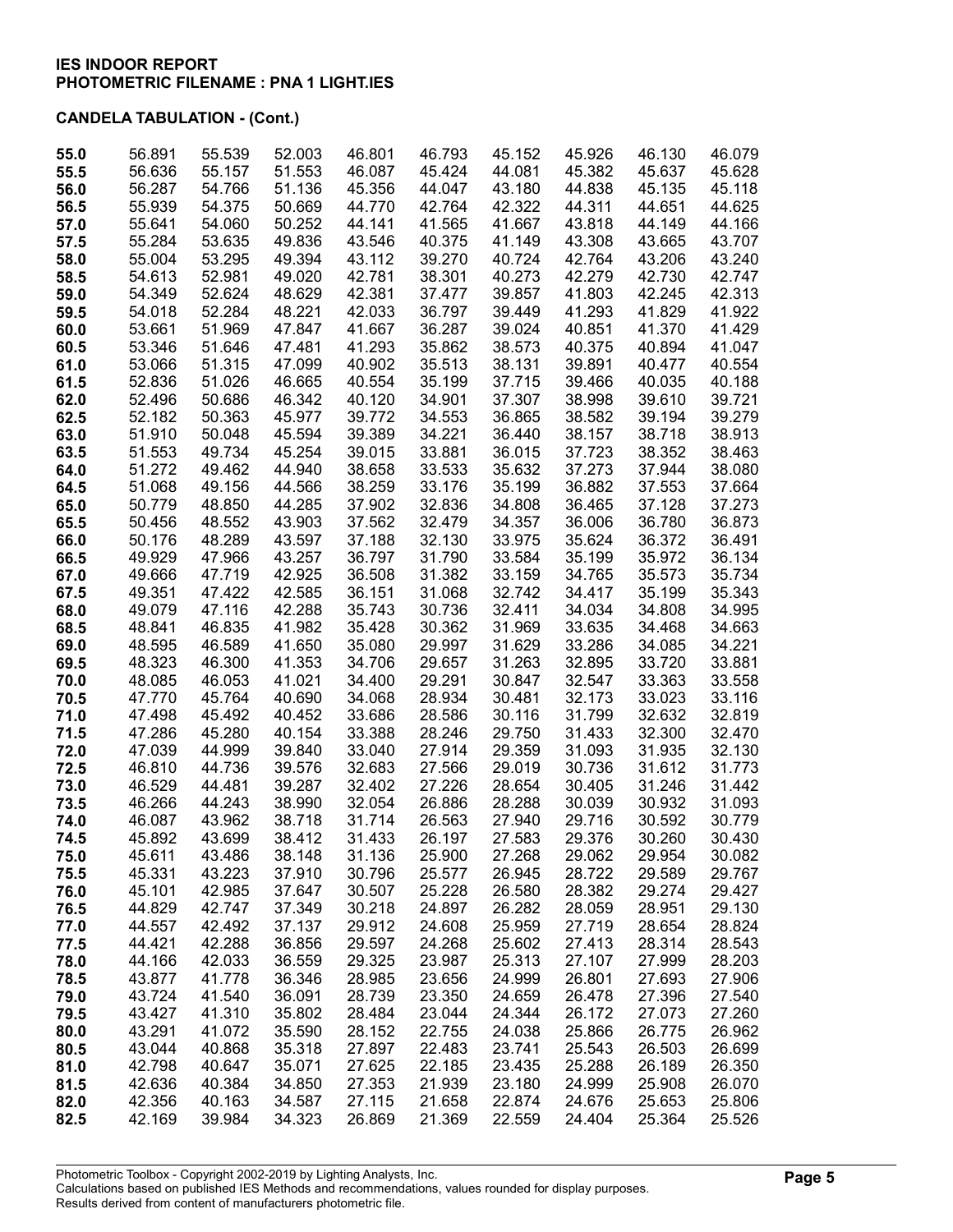**IES INDOOR REPORT**
**PHOTOMETRIC FILENAME : PNA 1 LIGHT.IES**

**CANDELA TABULATION - (Cont.)**

| | | | | | | | | | |
|---|---|---|---|---|---|---|---|---|---|
| **55.0** | 56.891 | 55.539 | 52.003 | 46.801 | 46.793 | 45.152 | 45.926 | 46.130 | 46.079 |
| **55.5** | 56.636 | 55.157 | 51.553 | 46.087 | 45.424 | 44.081 | 45.382 | 45.637 | 45.628 |
| **56.0** | 56.287 | 54.766 | 51.136 | 45.356 | 44.047 | 43.180 | 44.838 | 45.135 | 45.118 |
| **56.5** | 55.939 | 54.375 | 50.669 | 44.770 | 42.764 | 42.322 | 44.311 | 44.651 | 44.625 |
| **57.0** | 55.641 | 54.060 | 50.252 | 44.141 | 41.565 | 41.667 | 43.818 | 44.149 | 44.166 |
| **57.5** | 55.284 | 53.635 | 49.836 | 43.546 | 40.375 | 41.149 | 43.308 | 43.665 | 43.707 |
| **58.0** | 55.004 | 53.295 | 49.394 | 43.112 | 39.270 | 40.724 | 42.764 | 43.206 | 43.240 |
| **58.5** | 54.613 | 52.981 | 49.020 | 42.781 | 38.301 | 40.273 | 42.279 | 42.730 | 42.747 |
| **59.0** | 54.349 | 52.624 | 48.629 | 42.381 | 37.477 | 39.857 | 41.803 | 42.245 | 42.313 |
| **59.5** | 54.018 | 52.284 | 48.221 | 42.033 | 36.797 | 39.449 | 41.293 | 41.829 | 41.922 |
| **60.0** | 53.661 | 51.969 | 47.847 | 41.667 | 36.287 | 39.024 | 40.851 | 41.370 | 41.429 |
| **60.5** | 53.346 | 51.646 | 47.481 | 41.293 | 35.862 | 38.573 | 40.375 | 40.894 | 41.047 |
| **61.0** | 53.066 | 51.315 | 47.099 | 40.902 | 35.513 | 38.131 | 39.891 | 40.477 | 40.554 |
| **61.5** | 52.836 | 51.026 | 46.665 | 40.554 | 35.199 | 37.715 | 39.466 | 40.035 | 40.188 |
| **62.0** | 52.496 | 50.686 | 46.342 | 40.120 | 34.901 | 37.307 | 38.998 | 39.610 | 39.721 |
| **62.5** | 52.182 | 50.363 | 45.977 | 39.772 | 34.553 | 36.865 | 38.582 | 39.194 | 39.279 |
| **63.0** | 51.910 | 50.048 | 45.594 | 39.389 | 34.221 | 36.440 | 38.157 | 38.718 | 38.913 |
| **63.5** | 51.553 | 49.734 | 45.254 | 39.015 | 33.881 | 36.015 | 37.723 | 38.352 | 38.463 |
| **64.0** | 51.272 | 49.462 | 44.940 | 38.658 | 33.533 | 35.632 | 37.273 | 37.944 | 38.080 |
| **64.5** | 51.068 | 49.156 | 44.566 | 38.259 | 33.176 | 35.199 | 36.882 | 37.553 | 37.664 |
| **65.0** | 50.779 | 48.850 | 44.285 | 37.902 | 32.836 | 34.808 | 36.465 | 37.128 | 37.273 |
| **65.5** | 50.456 | 48.552 | 43.903 | 37.562 | 32.479 | 34.357 | 36.006 | 36.780 | 36.873 |
| **66.0** | 50.176 | 48.289 | 43.597 | 37.188 | 32.130 | 33.975 | 35.624 | 36.372 | 36.491 |
| **66.5** | 49.929 | 47.966 | 43.257 | 36.797 | 31.790 | 33.584 | 35.199 | 35.972 | 36.134 |
| **67.0** | 49.666 | 47.719 | 42.925 | 36.508 | 31.382 | 33.159 | 34.765 | 35.573 | 35.734 |
| **67.5** | 49.351 | 47.422 | 42.585 | 36.151 | 31.068 | 32.742 | 34.417 | 35.199 | 35.343 |
| **68.0** | 49.079 | 47.116 | 42.288 | 35.743 | 30.736 | 32.411 | 34.034 | 34.808 | 34.995 |
| **68.5** | 48.841 | 46.835 | 41.982 | 35.428 | 30.362 | 31.969 | 33.635 | 34.468 | 34.663 |
| **69.0** | 48.595 | 46.589 | 41.650 | 35.080 | 29.997 | 31.629 | 33.286 | 34.085 | 34.221 |
| **69.5** | 48.323 | 46.300 | 41.353 | 34.706 | 29.657 | 31.263 | 32.895 | 33.720 | 33.881 |
| **70.0** | 48.085 | 46.053 | 41.021 | 34.400 | 29.291 | 30.847 | 32.547 | 33.363 | 33.558 |
| **70.5** | 47.770 | 45.764 | 40.690 | 34.068 | 28.934 | 30.481 | 32.173 | 33.023 | 33.116 |
| **71.0** | 47.498 | 45.492 | 40.452 | 33.686 | 28.586 | 30.116 | 31.799 | 32.632 | 32.819 |
| **71.5** | 47.286 | 45.280 | 40.154 | 33.388 | 28.246 | 29.750 | 31.433 | 32.300 | 32.470 |
| **72.0** | 47.039 | 44.999 | 39.840 | 33.040 | 27.914 | 29.359 | 31.093 | 31.935 | 32.130 |
| **72.5** | 46.810 | 44.736 | 39.576 | 32.683 | 27.566 | 29.019 | 30.736 | 31.612 | 31.773 |
| **73.0** | 46.529 | 44.481 | 39.287 | 32.402 | 27.226 | 28.654 | 30.405 | 31.246 | 31.442 |
| **73.5** | 46.266 | 44.243 | 38.990 | 32.054 | 26.886 | 28.288 | 30.039 | 30.932 | 31.093 |
| **74.0** | 46.087 | 43.962 | 38.718 | 31.714 | 26.563 | 27.940 | 29.716 | 30.592 | 30.779 |
| **74.5** | 45.892 | 43.699 | 38.412 | 31.433 | 26.197 | 27.583 | 29.376 | 30.260 | 30.430 |
| **75.0** | 45.611 | 43.486 | 38.148 | 31.136 | 25.900 | 27.268 | 29.062 | 29.954 | 30.082 |
| **75.5** | 45.331 | 43.223 | 37.910 | 30.796 | 25.577 | 26.945 | 28.722 | 29.589 | 29.767 |
| **76.0** | 45.101 | 42.985 | 37.647 | 30.507 | 25.228 | 26.580 | 28.382 | 29.274 | 29.427 |
| **76.5** | 44.829 | 42.747 | 37.349 | 30.218 | 24.897 | 26.282 | 28.059 | 28.951 | 29.130 |
| **77.0** | 44.557 | 42.492 | 37.137 | 29.912 | 24.608 | 25.959 | 27.719 | 28.654 | 28.824 |
| **77.5** | 44.421 | 42.288 | 36.856 | 29.597 | 24.268 | 25.602 | 27.413 | 28.314 | 28.543 |
| **78.0** | 44.166 | 42.033 | 36.559 | 29.325 | 23.987 | 25.313 | 27.107 | 27.999 | 28.203 |
| **78.5** | 43.877 | 41.778 | 36.346 | 28.985 | 23.656 | 24.999 | 26.801 | 27.693 | 27.906 |
| **79.0** | 43.724 | 41.540 | 36.091 | 28.739 | 23.350 | 24.659 | 26.478 | 27.396 | 27.540 |
| **79.5** | 43.427 | 41.310 | 35.802 | 28.484 | 23.044 | 24.344 | 26.172 | 27.073 | 27.260 |
| **80.0** | 43.291 | 41.072 | 35.590 | 28.152 | 22.755 | 24.038 | 25.866 | 26.775 | 26.962 |
| **80.5** | 43.044 | 40.868 | 35.318 | 27.897 | 22.483 | 23.741 | 25.543 | 26.503 | 26.699 |
| **81.0** | 42.798 | 40.647 | 35.071 | 27.625 | 22.185 | 23.435 | 25.288 | 26.189 | 26.350 |
| **81.5** | 42.636 | 40.384 | 34.850 | 27.353 | 21.939 | 23.180 | 24.999 | 25.908 | 26.070 |
| **82.0** | 42.356 | 40.163 | 34.587 | 27.115 | 21.658 | 22.874 | 24.676 | 25.653 | 25.806 |
| **82.5** | 42.169 | 39.984 | 34.323 | 26.869 | 21.369 | 22.559 | 24.404 | 25.364 | 25.526 |

Photometric Toolbox - Copyright 2002-2019 by Lighting Analysts, Inc.
Calculations based on published IES Methods and recommendations, values rounded for display purposes.
Results derived from content of manufacturers photometric file.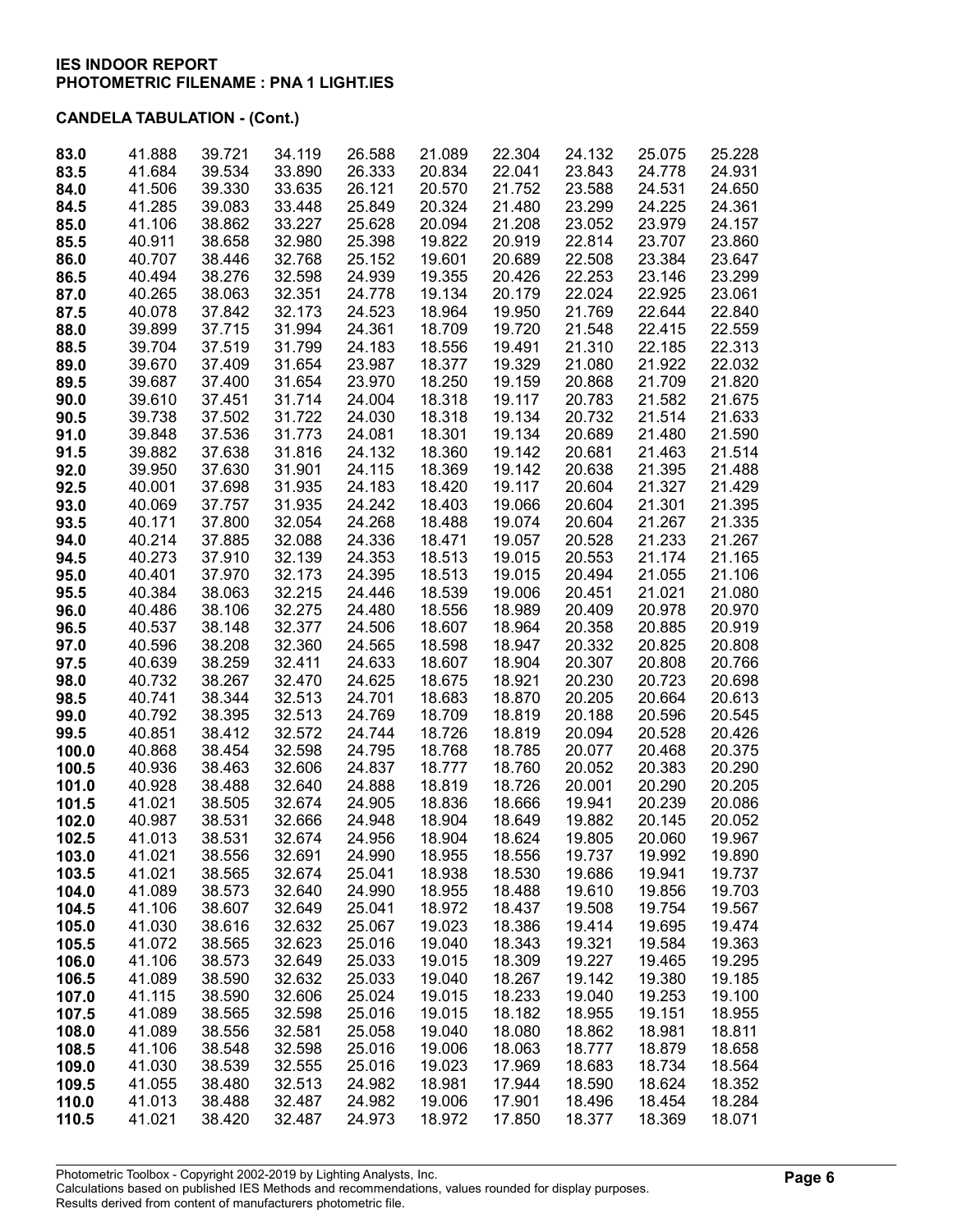**IES INDOOR REPORT**
**PHOTOMETRIC FILENAME : PNA 1 LIGHT.IES**

**CANDELA TABULATION - (Cont.)**

| | | | | | | | | | |
|---|---|---|---|---|---|---|---|---|---|
| **83.0** | 41.888 | 39.721 | 34.119 | 26.588 | 21.089 | 22.304 | 24.132 | 25.075 | 25.228 |
| **83.5** | 41.684 | 39.534 | 33.890 | 26.333 | 20.834 | 22.041 | 23.843 | 24.778 | 24.931 |
| **84.0** | 41.506 | 39.330 | 33.635 | 26.121 | 20.570 | 21.752 | 23.588 | 24.531 | 24.650 |
| **84.5** | 41.285 | 39.083 | 33.448 | 25.849 | 20.324 | 21.480 | 23.299 | 24.225 | 24.361 |
| **85.0** | 41.106 | 38.862 | 33.227 | 25.628 | 20.094 | 21.208 | 23.052 | 23.979 | 24.157 |
| **85.5** | 40.911 | 38.658 | 32.980 | 25.398 | 19.822 | 20.919 | 22.814 | 23.707 | 23.860 |
| **86.0** | 40.707 | 38.446 | 32.768 | 25.152 | 19.601 | 20.689 | 22.508 | 23.384 | 23.647 |
| **86.5** | 40.494 | 38.276 | 32.598 | 24.939 | 19.355 | 20.426 | 22.253 | 23.146 | 23.299 |
| **87.0** | 40.265 | 38.063 | 32.351 | 24.778 | 19.134 | 20.179 | 22.024 | 22.925 | 23.061 |
| **87.5** | 40.078 | 37.842 | 32.173 | 24.523 | 18.964 | 19.950 | 21.769 | 22.644 | 22.840 |
| **88.0** | 39.899 | 37.715 | 31.994 | 24.361 | 18.709 | 19.720 | 21.548 | 22.415 | 22.559 |
| **88.5** | 39.704 | 37.519 | 31.799 | 24.183 | 18.556 | 19.491 | 21.310 | 22.185 | 22.313 |
| **89.0** | 39.670 | 37.409 | 31.654 | 23.987 | 18.377 | 19.329 | 21.080 | 21.922 | 22.032 |
| **89.5** | 39.687 | 37.400 | 31.654 | 23.970 | 18.250 | 19.159 | 20.868 | 21.709 | 21.820 |
| **90.0** | 39.610 | 37.451 | 31.714 | 24.004 | 18.318 | 19.117 | 20.783 | 21.582 | 21.675 |
| **90.5** | 39.738 | 37.502 | 31.722 | 24.030 | 18.318 | 19.134 | 20.732 | 21.514 | 21.633 |
| **91.0** | 39.848 | 37.536 | 31.773 | 24.081 | 18.301 | 19.134 | 20.689 | 21.480 | 21.590 |
| **91.5** | 39.882 | 37.638 | 31.816 | 24.132 | 18.360 | 19.142 | 20.681 | 21.463 | 21.514 |
| **92.0** | 39.950 | 37.630 | 31.901 | 24.115 | 18.369 | 19.142 | 20.638 | 21.395 | 21.488 |
| **92.5** | 40.001 | 37.698 | 31.935 | 24.183 | 18.420 | 19.117 | 20.604 | 21.327 | 21.429 |
| **93.0** | 40.069 | 37.757 | 31.935 | 24.242 | 18.403 | 19.066 | 20.604 | 21.301 | 21.395 |
| **93.5** | 40.171 | 37.800 | 32.054 | 24.268 | 18.488 | 19.074 | 20.604 | 21.267 | 21.335 |
| **94.0** | 40.214 | 37.885 | 32.088 | 24.336 | 18.471 | 19.057 | 20.528 | 21.233 | 21.267 |
| **94.5** | 40.273 | 37.910 | 32.139 | 24.353 | 18.513 | 19.015 | 20.553 | 21.174 | 21.165 |
| **95.0** | 40.401 | 37.970 | 32.173 | 24.395 | 18.513 | 19.015 | 20.494 | 21.055 | 21.106 |
| **95.5** | 40.384 | 38.063 | 32.215 | 24.446 | 18.539 | 19.006 | 20.451 | 21.021 | 21.080 |
| **96.0** | 40.486 | 38.106 | 32.275 | 24.480 | 18.556 | 18.989 | 20.409 | 20.978 | 20.970 |
| **96.5** | 40.537 | 38.148 | 32.377 | 24.506 | 18.607 | 18.964 | 20.358 | 20.885 | 20.919 |
| **97.0** | 40.596 | 38.208 | 32.360 | 24.565 | 18.598 | 18.947 | 20.332 | 20.825 | 20.808 |
| **97.5** | 40.639 | 38.259 | 32.411 | 24.633 | 18.607 | 18.904 | 20.307 | 20.808 | 20.766 |
| **98.0** | 40.732 | 38.267 | 32.470 | 24.625 | 18.675 | 18.921 | 20.230 | 20.723 | 20.698 |
| **98.5** | 40.741 | 38.344 | 32.513 | 24.701 | 18.683 | 18.870 | 20.205 | 20.664 | 20.613 |
| **99.0** | 40.792 | 38.395 | 32.513 | 24.769 | 18.709 | 18.819 | 20.188 | 20.596 | 20.545 |
| **99.5** | 40.851 | 38.412 | 32.572 | 24.744 | 18.726 | 18.819 | 20.094 | 20.528 | 20.426 |
| **100.0** | 40.868 | 38.454 | 32.598 | 24.795 | 18.768 | 18.785 | 20.077 | 20.468 | 20.375 |
| **100.5** | 40.936 | 38.463 | 32.606 | 24.837 | 18.777 | 18.760 | 20.052 | 20.383 | 20.290 |
| **101.0** | 40.928 | 38.488 | 32.640 | 24.888 | 18.819 | 18.726 | 20.001 | 20.290 | 20.205 |
| **101.5** | 41.021 | 38.505 | 32.674 | 24.905 | 18.836 | 18.666 | 19.941 | 20.239 | 20.086 |
| **102.0** | 40.987 | 38.531 | 32.666 | 24.948 | 18.904 | 18.649 | 19.882 | 20.145 | 20.052 |
| **102.5** | 41.013 | 38.531 | 32.674 | 24.956 | 18.904 | 18.624 | 19.805 | 20.060 | 19.967 |
| **103.0** | 41.021 | 38.556 | 32.691 | 24.990 | 18.955 | 18.556 | 19.737 | 19.992 | 19.890 |
| **103.5** | 41.021 | 38.565 | 32.674 | 25.041 | 18.938 | 18.530 | 19.686 | 19.941 | 19.737 |
| **104.0** | 41.089 | 38.573 | 32.640 | 24.990 | 18.955 | 18.488 | 19.610 | 19.856 | 19.703 |
| **104.5** | 41.106 | 38.607 | 32.649 | 25.041 | 18.972 | 18.437 | 19.508 | 19.754 | 19.567 |
| **105.0** | 41.030 | 38.616 | 32.632 | 25.067 | 19.023 | 18.386 | 19.414 | 19.695 | 19.474 |
| **105.5** | 41.072 | 38.565 | 32.623 | 25.016 | 19.040 | 18.343 | 19.321 | 19.584 | 19.363 |
| **106.0** | 41.106 | 38.573 | 32.649 | 25.033 | 19.015 | 18.309 | 19.227 | 19.465 | 19.295 |
| **106.5** | 41.089 | 38.590 | 32.632 | 25.033 | 19.040 | 18.267 | 19.142 | 19.380 | 19.185 |
| **107.0** | 41.115 | 38.590 | 32.606 | 25.024 | 19.015 | 18.233 | 19.040 | 19.253 | 19.100 |
| **107.5** | 41.089 | 38.565 | 32.598 | 25.016 | 19.015 | 18.182 | 18.955 | 19.151 | 18.955 |
| **108.0** | 41.089 | 38.556 | 32.581 | 25.058 | 19.040 | 18.080 | 18.862 | 18.981 | 18.811 |
| **108.5** | 41.106 | 38.548 | 32.598 | 25.016 | 19.006 | 18.063 | 18.777 | 18.879 | 18.658 |
| **109.0** | 41.030 | 38.539 | 32.555 | 25.016 | 19.023 | 17.969 | 18.683 | 18.734 | 18.564 |
| **109.5** | 41.055 | 38.480 | 32.513 | 24.982 | 18.981 | 17.944 | 18.590 | 18.624 | 18.352 |
| **110.0** | 41.013 | 38.488 | 32.487 | 24.982 | 19.006 | 17.901 | 18.496 | 18.454 | 18.284 |
| **110.5** | 41.021 | 38.420 | 32.487 | 24.973 | 18.972 | 17.850 | 18.377 | 18.369 | 18.071 |

Photometric Toolbox - Copyright 2002-2019 by Lighting Analysts, Inc.
Calculations based on published IES Methods and recommendations, values rounded for display purposes.
Results derived from content of manufacturers photometric file.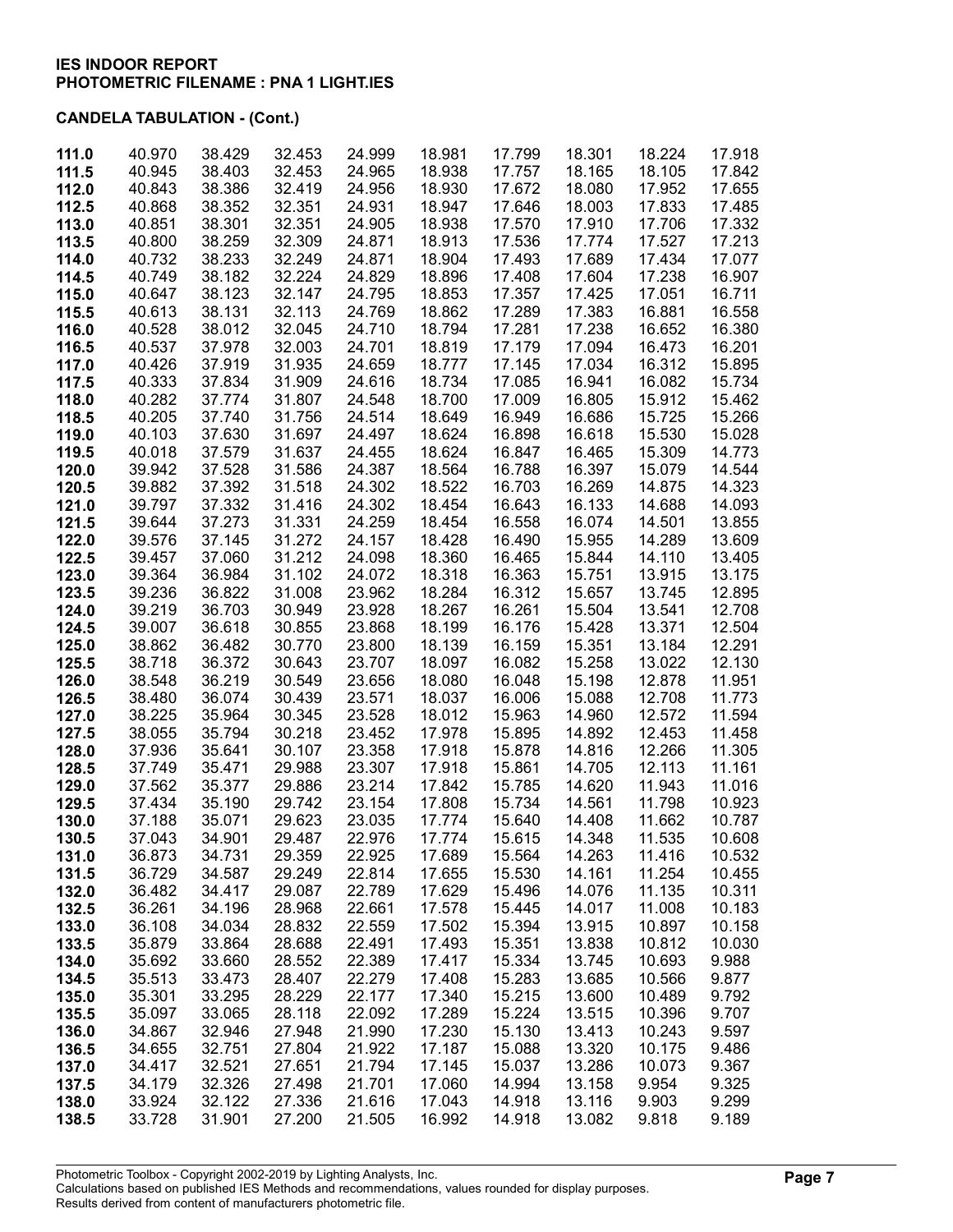**IES INDOOR REPORT**
**PHOTOMETRIC FILENAME : PNA 1 LIGHT.IES**

**CANDELA TABULATION - (Cont.)**

| | | | | | | | | | |
|---|---|---|---|---|---|---|---|---|---|
| **111.0** | 40.970 | 38.429 | 32.453 | 24.999 | 18.981 | 17.799 | 18.301 | 18.224 | 17.918 |
| **111.5** | 40.945 | 38.403 | 32.453 | 24.965 | 18.938 | 17.757 | 18.165 | 18.105 | 17.842 |
| **112.0** | 40.843 | 38.386 | 32.419 | 24.956 | 18.930 | 17.672 | 18.080 | 17.952 | 17.655 |
| **112.5** | 40.868 | 38.352 | 32.351 | 24.931 | 18.947 | 17.646 | 18.003 | 17.833 | 17.485 |
| **113.0** | 40.851 | 38.301 | 32.351 | 24.905 | 18.938 | 17.570 | 17.910 | 17.706 | 17.332 |
| **113.5** | 40.800 | 38.259 | 32.309 | 24.871 | 18.913 | 17.536 | 17.774 | 17.527 | 17.213 |
| **114.0** | 40.732 | 38.233 | 32.249 | 24.871 | 18.904 | 17.493 | 17.689 | 17.434 | 17.077 |
| **114.5** | 40.749 | 38.182 | 32.224 | 24.829 | 18.896 | 17.408 | 17.604 | 17.238 | 16.907 |
| **115.0** | 40.647 | 38.123 | 32.147 | 24.795 | 18.853 | 17.357 | 17.425 | 17.051 | 16.711 |
| **115.5** | 40.613 | 38.131 | 32.113 | 24.769 | 18.862 | 17.289 | 17.383 | 16.881 | 16.558 |
| **116.0** | 40.528 | 38.012 | 32.045 | 24.710 | 18.794 | 17.281 | 17.238 | 16.652 | 16.380 |
| **116.5** | 40.537 | 37.978 | 32.003 | 24.701 | 18.819 | 17.179 | 17.094 | 16.473 | 16.201 |
| **117.0** | 40.426 | 37.919 | 31.935 | 24.659 | 18.777 | 17.145 | 17.034 | 16.312 | 15.895 |
| **117.5** | 40.333 | 37.834 | 31.909 | 24.616 | 18.734 | 17.085 | 16.941 | 16.082 | 15.734 |
| **118.0** | 40.282 | 37.774 | 31.807 | 24.548 | 18.700 | 17.009 | 16.805 | 15.912 | 15.462 |
| **118.5** | 40.205 | 37.740 | 31.756 | 24.514 | 18.649 | 16.949 | 16.686 | 15.725 | 15.266 |
| **119.0** | 40.103 | 37.630 | 31.697 | 24.497 | 18.624 | 16.898 | 16.618 | 15.530 | 15.028 |
| **119.5** | 40.018 | 37.579 | 31.637 | 24.455 | 18.624 | 16.847 | 16.465 | 15.309 | 14.773 |
| **120.0** | 39.942 | 37.528 | 31.586 | 24.387 | 18.564 | 16.788 | 16.397 | 15.079 | 14.544 |
| **120.5** | 39.882 | 37.392 | 31.518 | 24.302 | 18.522 | 16.703 | 16.269 | 14.875 | 14.323 |
| **121.0** | 39.797 | 37.332 | 31.416 | 24.302 | 18.454 | 16.643 | 16.133 | 14.688 | 14.093 |
| **121.5** | 39.644 | 37.273 | 31.331 | 24.259 | 18.454 | 16.558 | 16.074 | 14.501 | 13.855 |
| **122.0** | 39.576 | 37.145 | 31.272 | 24.157 | 18.428 | 16.490 | 15.955 | 14.289 | 13.609 |
| **122.5** | 39.457 | 37.060 | 31.212 | 24.098 | 18.360 | 16.465 | 15.844 | 14.110 | 13.405 |
| **123.0** | 39.364 | 36.984 | 31.102 | 24.072 | 18.318 | 16.363 | 15.751 | 13.915 | 13.175 |
| **123.5** | 39.236 | 36.822 | 31.008 | 23.962 | 18.284 | 16.312 | 15.657 | 13.745 | 12.895 |
| **124.0** | 39.219 | 36.703 | 30.949 | 23.928 | 18.267 | 16.261 | 15.504 | 13.541 | 12.708 |
| **124.5** | 39.007 | 36.618 | 30.855 | 23.868 | 18.199 | 16.176 | 15.428 | 13.371 | 12.504 |
| **125.0** | 38.862 | 36.482 | 30.770 | 23.800 | 18.139 | 16.159 | 15.351 | 13.184 | 12.291 |
| **125.5** | 38.718 | 36.372 | 30.643 | 23.707 | 18.097 | 16.082 | 15.258 | 13.022 | 12.130 |
| **126.0** | 38.548 | 36.219 | 30.549 | 23.656 | 18.080 | 16.048 | 15.198 | 12.878 | 11.951 |
| **126.5** | 38.480 | 36.074 | 30.439 | 23.571 | 18.037 | 16.006 | 15.088 | 12.708 | 11.773 |
| **127.0** | 38.225 | 35.964 | 30.345 | 23.528 | 18.012 | 15.963 | 14.960 | 12.572 | 11.594 |
| **127.5** | 38.055 | 35.794 | 30.218 | 23.452 | 17.978 | 15.895 | 14.892 | 12.453 | 11.458 |
| **128.0** | 37.936 | 35.641 | 30.107 | 23.358 | 17.918 | 15.878 | 14.816 | 12.266 | 11.305 |
| **128.5** | 37.749 | 35.471 | 29.988 | 23.307 | 17.918 | 15.861 | 14.705 | 12.113 | 11.161 |
| **129.0** | 37.562 | 35.377 | 29.886 | 23.214 | 17.842 | 15.785 | 14.620 | 11.943 | 11.016 |
| **129.5** | 37.434 | 35.190 | 29.742 | 23.154 | 17.808 | 15.734 | 14.561 | 11.798 | 10.923 |
| **130.0** | 37.188 | 35.071 | 29.623 | 23.035 | 17.774 | 15.640 | 14.408 | 11.662 | 10.787 |
| **130.5** | 37.043 | 34.901 | 29.487 | 22.976 | 17.774 | 15.615 | 14.348 | 11.535 | 10.608 |
| **131.0** | 36.873 | 34.731 | 29.359 | 22.925 | 17.689 | 15.564 | 14.263 | 11.416 | 10.532 |
| **131.5** | 36.729 | 34.587 | 29.249 | 22.814 | 17.655 | 15.530 | 14.161 | 11.254 | 10.455 |
| **132.0** | 36.482 | 34.417 | 29.087 | 22.789 | 17.629 | 15.496 | 14.076 | 11.135 | 10.311 |
| **132.5** | 36.261 | 34.196 | 28.968 | 22.661 | 17.578 | 15.445 | 14.017 | 11.008 | 10.183 |
| **133.0** | 36.108 | 34.034 | 28.832 | 22.559 | 17.502 | 15.394 | 13.915 | 10.897 | 10.158 |
| **133.5** | 35.879 | 33.864 | 28.688 | 22.491 | 17.493 | 15.351 | 13.838 | 10.812 | 10.030 |
| **134.0** | 35.692 | 33.660 | 28.552 | 22.389 | 17.417 | 15.334 | 13.745 | 10.693 | 9.988 |
| **134.5** | 35.513 | 33.473 | 28.407 | 22.279 | 17.408 | 15.283 | 13.685 | 10.566 | 9.877 |
| **135.0** | 35.301 | 33.295 | 28.229 | 22.177 | 17.340 | 15.215 | 13.600 | 10.489 | 9.792 |
| **135.5** | 35.097 | 33.065 | 28.118 | 22.092 | 17.289 | 15.224 | 13.515 | 10.396 | 9.707 |
| **136.0** | 34.867 | 32.946 | 27.948 | 21.990 | 17.230 | 15.130 | 13.413 | 10.243 | 9.597 |
| **136.5** | 34.655 | 32.751 | 27.804 | 21.922 | 17.187 | 15.088 | 13.320 | 10.175 | 9.486 |
| **137.0** | 34.417 | 32.521 | 27.651 | 21.794 | 17.145 | 15.037 | 13.286 | 10.073 | 9.367 |
| **137.5** | 34.179 | 32.326 | 27.498 | 21.701 | 17.060 | 14.994 | 13.158 | 9.954 | 9.325 |
| **138.0** | 33.924 | 32.122 | 27.336 | 21.616 | 17.043 | 14.918 | 13.116 | 9.903 | 9.299 |
| **138.5** | 33.728 | 31.901 | 27.200 | 21.505 | 16.992 | 14.918 | 13.082 | 9.818 | 9.189 |

Photometric Toolbox - Copyright 2002-2019 by Lighting Analysts, Inc.
Calculations based on published IES Methods and recommendations, values rounded for display purposes.
Results derived from content of manufacturers photometric file.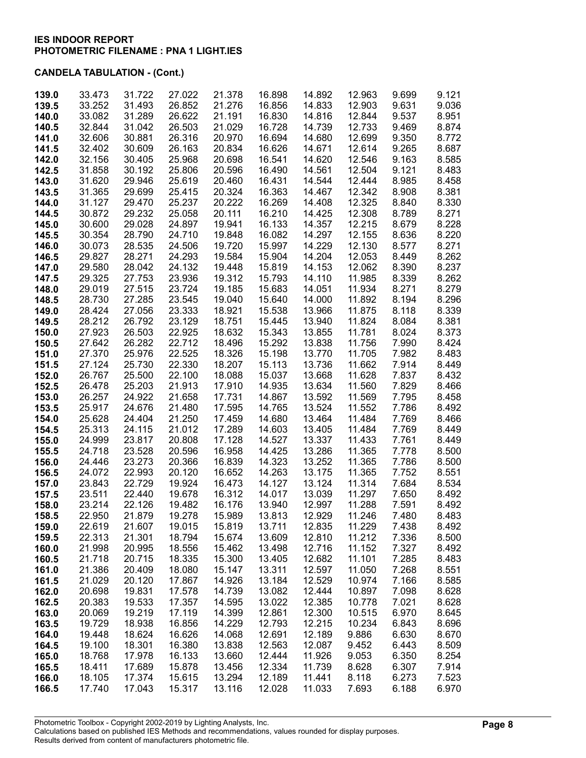**IES INDOOR REPORT**
**PHOTOMETRIC FILENAME : PNA 1 LIGHT.IES**

**CANDELA TABULATION - (Cont.)**

| | | | | | | | | | |
|---|---|---|---|---|---|---|---|---|---|
| **139.0** | 33.473 | 31.722 | 27.022 | 21.378 | 16.898 | 14.892 | 12.963 | 9.699 | 9.121 |
| **139.5** | 33.252 | 31.493 | 26.852 | 21.276 | 16.856 | 14.833 | 12.903 | 9.631 | 9.036 |
| **140.0** | 33.082 | 31.289 | 26.622 | 21.191 | 16.830 | 14.816 | 12.844 | 9.537 | 8.951 |
| **140.5** | 32.844 | 31.042 | 26.503 | 21.029 | 16.728 | 14.739 | 12.733 | 9.469 | 8.874 |
| **141.0** | 32.606 | 30.881 | 26.316 | 20.970 | 16.694 | 14.680 | 12.699 | 9.350 | 8.772 |
| **141.5** | 32.402 | 30.609 | 26.163 | 20.834 | 16.626 | 14.671 | 12.614 | 9.265 | 8.687 |
| **142.0** | 32.156 | 30.405 | 25.968 | 20.698 | 16.541 | 14.620 | 12.546 | 9.163 | 8.585 |
| **142.5** | 31.858 | 30.192 | 25.806 | 20.596 | 16.490 | 14.561 | 12.504 | 9.121 | 8.483 |
| **143.0** | 31.620 | 29.946 | 25.619 | 20.460 | 16.431 | 14.544 | 12.444 | 8.985 | 8.458 |
| **143.5** | 31.365 | 29.699 | 25.415 | 20.324 | 16.363 | 14.467 | 12.342 | 8.908 | 8.381 |
| **144.0** | 31.127 | 29.470 | 25.237 | 20.222 | 16.269 | 14.408 | 12.325 | 8.840 | 8.330 |
| **144.5** | 30.872 | 29.232 | 25.058 | 20.111 | 16.210 | 14.425 | 12.308 | 8.789 | 8.271 |
| **145.0** | 30.600 | 29.028 | 24.897 | 19.941 | 16.133 | 14.357 | 12.215 | 8.679 | 8.228 |
| **145.5** | 30.354 | 28.790 | 24.710 | 19.848 | 16.082 | 14.297 | 12.155 | 8.636 | 8.220 |
| **146.0** | 30.073 | 28.535 | 24.506 | 19.720 | 15.997 | 14.229 | 12.130 | 8.577 | 8.271 |
| **146.5** | 29.827 | 28.271 | 24.293 | 19.584 | 15.904 | 14.204 | 12.053 | 8.449 | 8.262 |
| **147.0** | 29.580 | 28.042 | 24.132 | 19.448 | 15.819 | 14.153 | 12.062 | 8.390 | 8.237 |
| **147.5** | 29.325 | 27.753 | 23.936 | 19.312 | 15.793 | 14.110 | 11.985 | 8.339 | 8.262 |
| **148.0** | 29.019 | 27.515 | 23.724 | 19.185 | 15.683 | 14.051 | 11.934 | 8.271 | 8.279 |
| **148.5** | 28.730 | 27.285 | 23.545 | 19.040 | 15.640 | 14.000 | 11.892 | 8.194 | 8.296 |
| **149.0** | 28.424 | 27.056 | 23.333 | 18.921 | 15.538 | 13.966 | 11.875 | 8.118 | 8.339 |
| **149.5** | 28.212 | 26.792 | 23.129 | 18.751 | 15.445 | 13.940 | 11.824 | 8.084 | 8.381 |
| **150.0** | 27.923 | 26.503 | 22.925 | 18.632 | 15.343 | 13.855 | 11.781 | 8.024 | 8.373 |
| **150.5** | 27.642 | 26.282 | 22.712 | 18.496 | 15.292 | 13.838 | 11.756 | 7.990 | 8.424 |
| **151.0** | 27.370 | 25.976 | 22.525 | 18.326 | 15.198 | 13.770 | 11.705 | 7.982 | 8.483 |
| **151.5** | 27.124 | 25.730 | 22.330 | 18.207 | 15.113 | 13.736 | 11.662 | 7.914 | 8.449 |
| **152.0** | 26.767 | 25.500 | 22.100 | 18.088 | 15.037 | 13.668 | 11.628 | 7.837 | 8.432 |
| **152.5** | 26.478 | 25.203 | 21.913 | 17.910 | 14.935 | 13.634 | 11.560 | 7.829 | 8.466 |
| **153.0** | 26.257 | 24.922 | 21.658 | 17.731 | 14.867 | 13.592 | 11.569 | 7.795 | 8.458 |
| **153.5** | 25.917 | 24.676 | 21.480 | 17.595 | 14.765 | 13.524 | 11.552 | 7.786 | 8.492 |
| **154.0** | 25.628 | 24.404 | 21.250 | 17.459 | 14.680 | 13.464 | 11.484 | 7.769 | 8.466 |
| **154.5** | 25.313 | 24.115 | 21.012 | 17.289 | 14.603 | 13.405 | 11.484 | 7.769 | 8.449 |
| **155.0** | 24.999 | 23.817 | 20.808 | 17.128 | 14.527 | 13.337 | 11.433 | 7.761 | 8.449 |
| **155.5** | 24.718 | 23.528 | 20.596 | 16.958 | 14.425 | 13.286 | 11.365 | 7.778 | 8.500 |
| **156.0** | 24.446 | 23.273 | 20.366 | 16.839 | 14.323 | 13.252 | 11.365 | 7.786 | 8.500 |
| **156.5** | 24.072 | 22.993 | 20.120 | 16.652 | 14.263 | 13.175 | 11.365 | 7.752 | 8.551 |
| **157.0** | 23.843 | 22.729 | 19.924 | 16.473 | 14.127 | 13.124 | 11.314 | 7.684 | 8.534 |
| **157.5** | 23.511 | 22.440 | 19.678 | 16.312 | 14.017 | 13.039 | 11.297 | 7.650 | 8.492 |
| **158.0** | 23.214 | 22.126 | 19.482 | 16.176 | 13.940 | 12.997 | 11.288 | 7.591 | 8.492 |
| **158.5** | 22.950 | 21.879 | 19.278 | 15.989 | 13.813 | 12.929 | 11.246 | 7.480 | 8.483 |
| **159.0** | 22.619 | 21.607 | 19.015 | 15.819 | 13.711 | 12.835 | 11.229 | 7.438 | 8.492 |
| **159.5** | 22.313 | 21.301 | 18.794 | 15.674 | 13.609 | 12.810 | 11.212 | 7.336 | 8.500 |
| **160.0** | 21.998 | 20.995 | 18.556 | 15.462 | 13.498 | 12.716 | 11.152 | 7.327 | 8.492 |
| **160.5** | 21.718 | 20.715 | 18.335 | 15.300 | 13.405 | 12.682 | 11.101 | 7.285 | 8.483 |
| **161.0** | 21.386 | 20.409 | 18.080 | 15.147 | 13.311 | 12.597 | 11.050 | 7.268 | 8.551 |
| **161.5** | 21.029 | 20.120 | 17.867 | 14.926 | 13.184 | 12.529 | 10.974 | 7.166 | 8.585 |
| **162.0** | 20.698 | 19.831 | 17.578 | 14.739 | 13.082 | 12.444 | 10.897 | 7.098 | 8.628 |
| **162.5** | 20.383 | 19.533 | 17.357 | 14.595 | 13.022 | 12.385 | 10.778 | 7.021 | 8.628 |
| **163.0** | 20.069 | 19.219 | 17.119 | 14.399 | 12.861 | 12.300 | 10.515 | 6.970 | 8.645 |
| **163.5** | 19.729 | 18.938 | 16.856 | 14.229 | 12.793 | 12.215 | 10.234 | 6.843 | 8.696 |
| **164.0** | 19.448 | 18.624 | 16.626 | 14.068 | 12.691 | 12.189 | 9.886 | 6.630 | 8.670 |
| **164.5** | 19.100 | 18.301 | 16.380 | 13.838 | 12.563 | 12.087 | 9.452 | 6.443 | 8.509 |
| **165.0** | 18.768 | 17.978 | 16.133 | 13.660 | 12.444 | 11.926 | 9.053 | 6.350 | 8.254 |
| **165.5** | 18.411 | 17.689 | 15.878 | 13.456 | 12.334 | 11.739 | 8.628 | 6.307 | 7.914 |
| **166.0** | 18.105 | 17.374 | 15.615 | 13.294 | 12.189 | 11.441 | 8.118 | 6.273 | 7.523 |
| **166.5** | 17.740 | 17.043 | 15.317 | 13.116 | 12.028 | 11.033 | 7.693 | 6.188 | 6.970 |

Photometric Toolbox - Copyright 2002-2019 by Lighting Analysts, Inc.
Calculations based on published IES Methods and recommendations, values rounded for display purposes.
Results derived from content of manufacturers photometric file.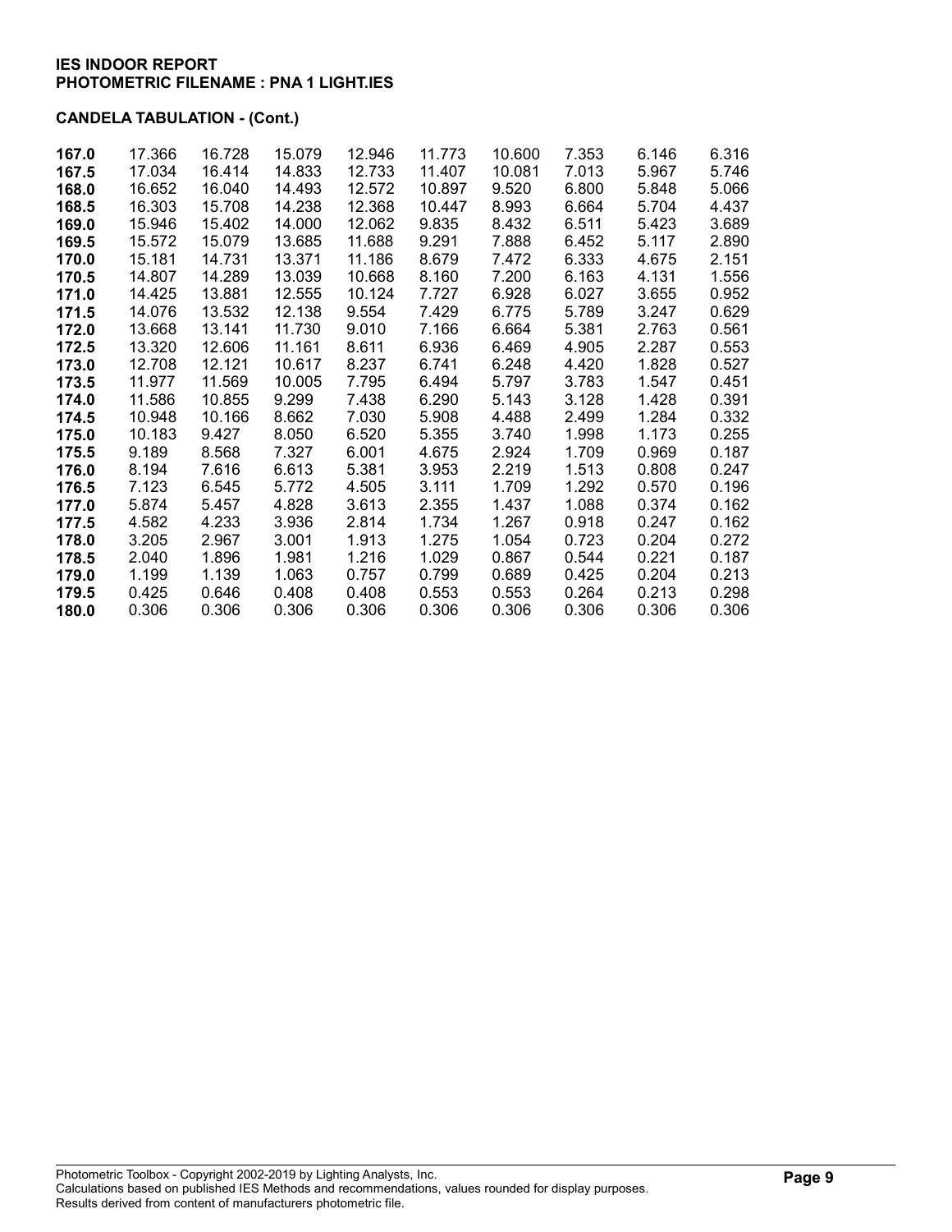**IES INDOOR REPORT**
**PHOTOMETRIC FILENAME : PNA 1 LIGHT.IES**

**CANDELA TABULATION - (Cont.)**

| | | | | | | | | | |
|---|---|---|---|---|---|---|---|---|---|
| **167.0** | 17.366 | 16.728 | 15.079 | 12.946 | 11.773 | 10.600 | 7.353 | 6.146 | 6.316 |
| **167.5** | 17.034 | 16.414 | 14.833 | 12.733 | 11.407 | 10.081 | 7.013 | 5.967 | 5.746 |
| **168.0** | 16.652 | 16.040 | 14.493 | 12.572 | 10.897 | 9.520 | 6.800 | 5.848 | 5.066 |
| **168.5** | 16.303 | 15.708 | 14.238 | 12.368 | 10.447 | 8.993 | 6.664 | 5.704 | 4.437 |
| **169.0** | 15.946 | 15.402 | 14.000 | 12.062 | 9.835 | 8.432 | 6.511 | 5.423 | 3.689 |
| **169.5** | 15.572 | 15.079 | 13.685 | 11.688 | 9.291 | 7.888 | 6.452 | 5.117 | 2.890 |
| **170.0** | 15.181 | 14.731 | 13.371 | 11.186 | 8.679 | 7.472 | 6.333 | 4.675 | 2.151 |
| **170.5** | 14.807 | 14.289 | 13.039 | 10.668 | 8.160 | 7.200 | 6.163 | 4.131 | 1.556 |
| **171.0** | 14.425 | 13.881 | 12.555 | 10.124 | 7.727 | 6.928 | 6.027 | 3.655 | 0.952 |
| **171.5** | 14.076 | 13.532 | 12.138 | 9.554 | 7.429 | 6.775 | 5.789 | 3.247 | 0.629 |
| **172.0** | 13.668 | 13.141 | 11.730 | 9.010 | 7.166 | 6.664 | 5.381 | 2.763 | 0.561 |
| **172.5** | 13.320 | 12.606 | 11.161 | 8.611 | 6.936 | 6.469 | 4.905 | 2.287 | 0.553 |
| **173.0** | 12.708 | 12.121 | 10.617 | 8.237 | 6.741 | 6.248 | 4.420 | 1.828 | 0.527 |
| **173.5** | 11.977 | 11.569 | 10.005 | 7.795 | 6.494 | 5.797 | 3.783 | 1.547 | 0.451 |
| **174.0** | 11.586 | 10.855 | 9.299 | 7.438 | 6.290 | 5.143 | 3.128 | 1.428 | 0.391 |
| **174.5** | 10.948 | 10.166 | 8.662 | 7.030 | 5.908 | 4.488 | 2.499 | 1.284 | 0.332 |
| **175.0** | 10.183 | 9.427 | 8.050 | 6.520 | 5.355 | 3.740 | 1.998 | 1.173 | 0.255 |
| **175.5** | 9.189 | 8.568 | 7.327 | 6.001 | 4.675 | 2.924 | 1.709 | 0.969 | 0.187 |
| **176.0** | 8.194 | 7.616 | 6.613 | 5.381 | 3.953 | 2.219 | 1.513 | 0.808 | 0.247 |
| **176.5** | 7.123 | 6.545 | 5.772 | 4.505 | 3.111 | 1.709 | 1.292 | 0.570 | 0.196 |
| **177.0** | 5.874 | 5.457 | 4.828 | 3.613 | 2.355 | 1.437 | 1.088 | 0.374 | 0.162 |
| **177.5** | 4.582 | 4.233 | 3.936 | 2.814 | 1.734 | 1.267 | 0.918 | 0.247 | 0.162 |
| **178.0** | 3.205 | 2.967 | 3.001 | 1.913 | 1.275 | 1.054 | 0.723 | 0.204 | 0.272 |
| **178.5** | 2.040 | 1.896 | 1.981 | 1.216 | 1.029 | 0.867 | 0.544 | 0.221 | 0.187 |
| **179.0** | 1.199 | 1.139 | 1.063 | 0.757 | 0.799 | 0.689 | 0.425 | 0.204 | 0.213 |
| **179.5** | 0.425 | 0.646 | 0.408 | 0.408 | 0.553 | 0.553 | 0.264 | 0.213 | 0.298 |
| **180.0** | 0.306 | 0.306 | 0.306 | 0.306 | 0.306 | 0.306 | 0.306 | 0.306 | 0.306 |

Photometric Toolbox - Copyright 2002-2019 by Lighting Analysts, Inc.
Calculations based on published IES Methods and recommendations, values rounded for display purposes.
Results derived from content of manufacturers photometric file.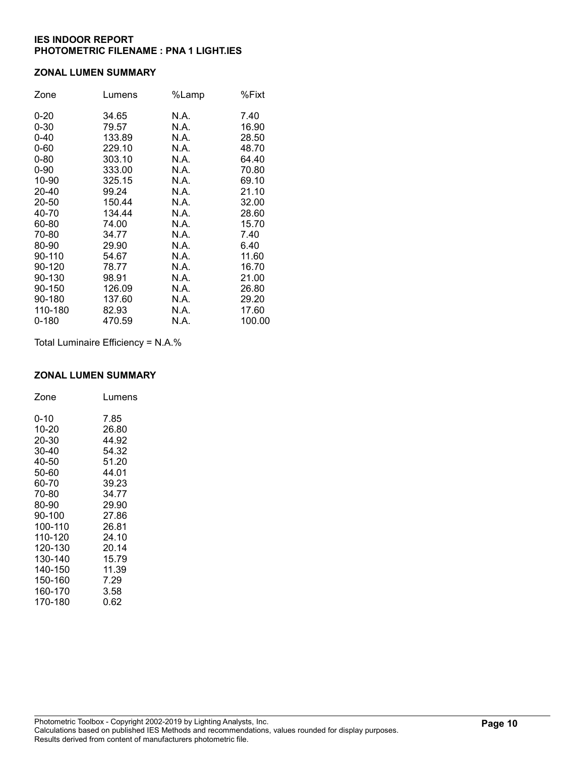**IES INDOOR REPORT**
**PHOTOMETRIC FILENAME : PNA 1 LIGHT.IES**

## ZONAL LUMEN SUMMARY

| Zone | Lumens | %Lamp | %Fixt |
|---|---|---|---|
| 0-20 | 34.65 | N.A. | 7.40 |
| 0-30 | 79.57 | N.A. | 16.90 |
| 0-40 | 133.89 | N.A. | 28.50 |
| 0-60 | 229.10 | N.A. | 48.70 |
| 0-80 | 303.10 | N.A. | 64.40 |
| 0-90 | 333.00 | N.A. | 70.80 |
| 10-90 | 325.15 | N.A. | 69.10 |
| 20-40 | 99.24 | N.A. | 21.10 |
| 20-50 | 150.44 | N.A. | 32.00 |
| 40-70 | 134.44 | N.A. | 28.60 |
| 60-80 | 74.00 | N.A. | 15.70 |
| 70-80 | 34.77 | N.A. | 7.40 |
| 80-90 | 29.90 | N.A. | 6.40 |
| 90-110 | 54.67 | N.A. | 11.60 |
| 90-120 | 78.77 | N.A. | 16.70 |
| 90-130 | 98.91 | N.A. | 21.00 |
| 90-150 | 126.09 | N.A. | 26.80 |
| 90-180 | 137.60 | N.A. | 29.20 |
| 110-180 | 82.93 | N.A. | 17.60 |
| 0-180 | 470.59 | N.A. | 100.00 |

Total Luminaire Efficiency = N.A.%

## ZONAL LUMEN SUMMARY

| Zone | Lumens |
|---|---|
| 0-10 | 7.85 |
| 10-20 | 26.80 |
| 20-30 | 44.92 |
| 30-40 | 54.32 |
| 40-50 | 51.20 |
| 50-60 | 44.01 |
| 60-70 | 39.23 |
| 70-80 | 34.77 |
| 80-90 | 29.90 |
| 90-100 | 27.86 |
| 100-110 | 26.81 |
| 110-120 | 24.10 |
| 120-130 | 20.14 |
| 130-140 | 15.79 |
| 140-150 | 11.39 |
| 150-160 | 7.29 |
| 160-170 | 3.58 |
| 170-180 | 0.62 |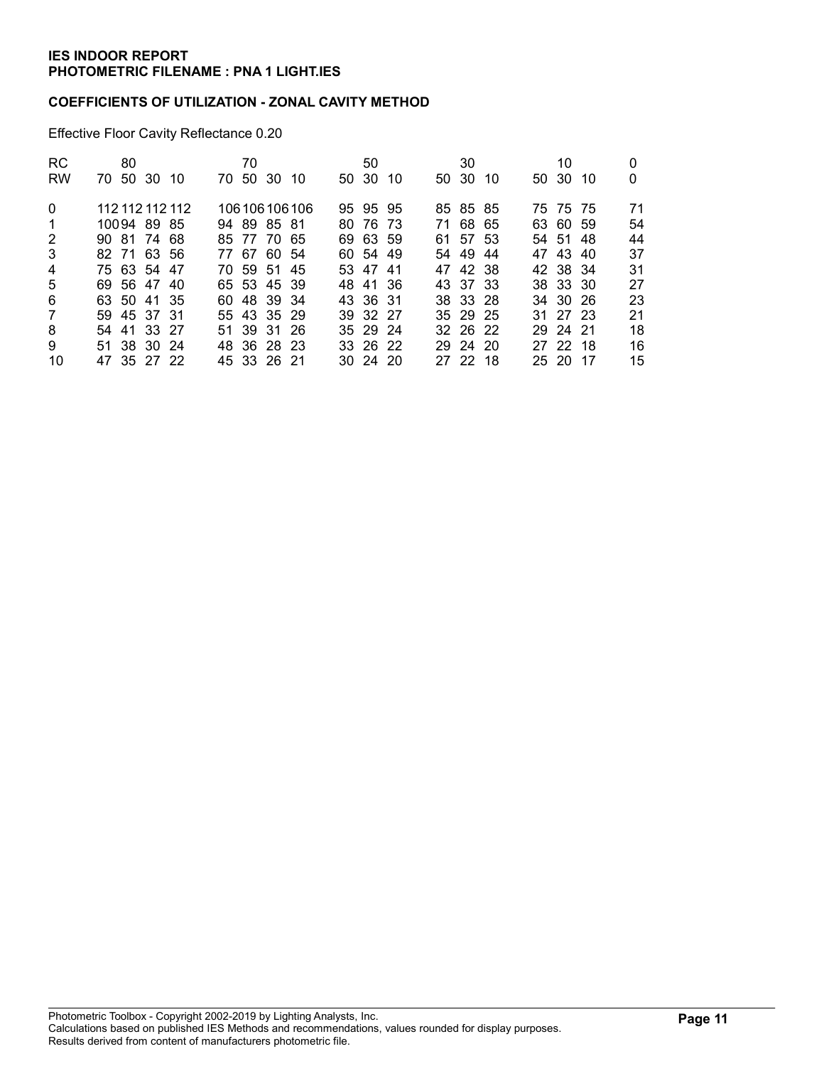**IES INDOOR REPORT**
**PHOTOMETRIC FILENAME : PNA 1 LIGHT.IES**

**COEFFICIENTS OF UTILIZATION - ZONAL CAVITY METHOD**

Effective Floor Cavity Reflectance 0.20

| RC | 80 | | | | 70 | | | | 50 | | | 30 | | | 10 | | | 0 |
|---|---|---|---|---|---|---|---|---|---|---|---|---|---|---|---|---|---|---|
| RW | 70 | 50 | 30 | 10 | 70 | 50 | 30 | 10 | 50 | 30 | 10 | 50 | 30 | 10 | 50 | 30 | 10 | 0 |
| 0 | 112 | 112 | 112 | 112 | 106 | 106 | 106 | 106 | 95 | 95 | 95 | 85 | 85 | 85 | 75 | 75 | 75 | 71 |
| 1 | 100 | 94 | 89 | 85 | 94 | 89 | 85 | 81 | 80 | 76 | 73 | 71 | 68 | 65 | 63 | 60 | 59 | 54 |
| 2 | 90 | 81 | 74 | 68 | 85 | 77 | 70 | 65 | 69 | 63 | 59 | 61 | 57 | 53 | 54 | 51 | 48 | 44 |
| 3 | 82 | 71 | 63 | 56 | 77 | 67 | 60 | 54 | 60 | 54 | 49 | 54 | 49 | 44 | 47 | 43 | 40 | 37 |
| 4 | 75 | 63 | 54 | 47 | 70 | 59 | 51 | 45 | 53 | 47 | 41 | 47 | 42 | 38 | 42 | 38 | 34 | 31 |
| 5 | 69 | 56 | 47 | 40 | 65 | 53 | 45 | 39 | 48 | 41 | 36 | 43 | 37 | 33 | 38 | 33 | 30 | 27 |
| 6 | 63 | 50 | 41 | 35 | 60 | 48 | 39 | 34 | 43 | 36 | 31 | 38 | 33 | 28 | 34 | 30 | 26 | 23 |
| 7 | 59 | 45 | 37 | 31 | 55 | 43 | 35 | 29 | 39 | 32 | 27 | 35 | 29 | 25 | 31 | 27 | 23 | 21 |
| 8 | 54 | 41 | 33 | 27 | 51 | 39 | 31 | 26 | 35 | 29 | 24 | 32 | 26 | 22 | 29 | 24 | 21 | 18 |
| 9 | 51 | 38 | 30 | 24 | 48 | 36 | 28 | 23 | 33 | 26 | 22 | 29 | 24 | 20 | 27 | 22 | 18 | 16 |
| 10 | 47 | 35 | 27 | 22 | 45 | 33 | 26 | 21 | 30 | 24 | 20 | 27 | 22 | 18 | 25 | 20 | 17 | 15 |

Photometric Toolbox - Copyright 2002-2019 by Lighting Analysts, Inc.
Calculations based on published IES Methods and recommendations, values rounded for display purposes.
Results derived from content of manufacturers photometric file.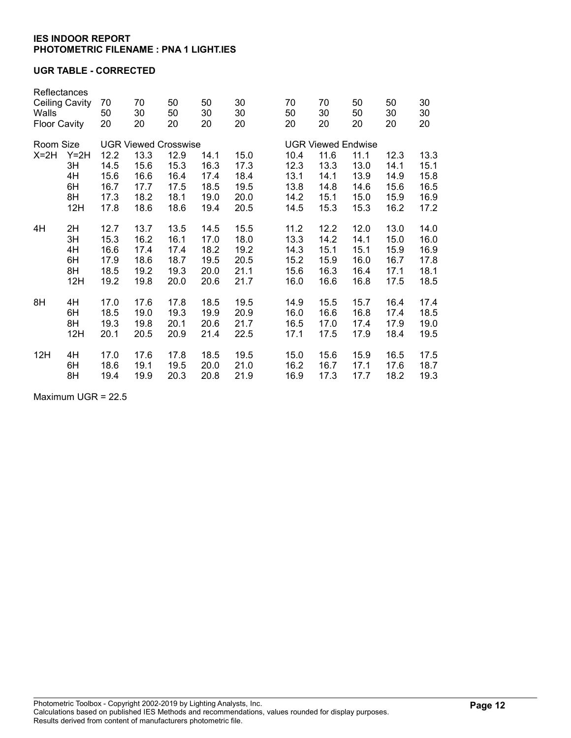**IES INDOOR REPORT**
**PHOTOMETRIC FILENAME : PNA 1 LIGHT.IES**

**UGR TABLE - CORRECTED**

| Reflectances | | | | | | | | | | | |
|---|---|---|---|---|---|---|---|---|---|---|---|
| Ceiling Cavity | | 70 | 70 | 50 | 50 | 30 | 70 | 70 | 50 | 50 | 30 |
| Walls | | 50 | 30 | 50 | 30 | 30 | 50 | 30 | 50 | 30 | 30 |
| Floor Cavity | | 20 | 20 | 20 | 20 | 20 | 20 | 20 | 20 | 20 | 20 |
| Room Size | | UGR Viewed Crosswise | | | | | UGR Viewed Endwise | | | | |
| X=2H | Y=2H | 12.2 | 13.3 | 12.9 | 14.1 | 15.0 | 10.4 | 11.6 | 11.1 | 12.3 | 13.3 |
| | 3H | 14.5 | 15.6 | 15.3 | 16.3 | 17.3 | 12.3 | 13.3 | 13.0 | 14.1 | 15.1 |
| | 4H | 15.6 | 16.6 | 16.4 | 17.4 | 18.4 | 13.1 | 14.1 | 13.9 | 14.9 | 15.8 |
| | 6H | 16.7 | 17.7 | 17.5 | 18.5 | 19.5 | 13.8 | 14.8 | 14.6 | 15.6 | 16.5 |
| | 8H | 17.3 | 18.2 | 18.1 | 19.0 | 20.0 | 14.2 | 15.1 | 15.0 | 15.9 | 16.9 |
| | 12H | 17.8 | 18.6 | 18.6 | 19.4 | 20.5 | 14.5 | 15.3 | 15.3 | 16.2 | 17.2 |
| 4H | 2H | 12.7 | 13.7 | 13.5 | 14.5 | 15.5 | 11.2 | 12.2 | 12.0 | 13.0 | 14.0 |
| | 3H | 15.3 | 16.2 | 16.1 | 17.0 | 18.0 | 13.3 | 14.2 | 14.1 | 15.0 | 16.0 |
| | 4H | 16.6 | 17.4 | 17.4 | 18.2 | 19.2 | 14.3 | 15.1 | 15.1 | 15.9 | 16.9 |
| | 6H | 17.9 | 18.6 | 18.7 | 19.5 | 20.5 | 15.2 | 15.9 | 16.0 | 16.7 | 17.8 |
| | 8H | 18.5 | 19.2 | 19.3 | 20.0 | 21.1 | 15.6 | 16.3 | 16.4 | 17.1 | 18.1 |
| | 12H | 19.2 | 19.8 | 20.0 | 20.6 | 21.7 | 16.0 | 16.6 | 16.8 | 17.5 | 18.5 |
| 8H | 4H | 17.0 | 17.6 | 17.8 | 18.5 | 19.5 | 14.9 | 15.5 | 15.7 | 16.4 | 17.4 |
| | 6H | 18.5 | 19.0 | 19.3 | 19.9 | 20.9 | 16.0 | 16.6 | 16.8 | 17.4 | 18.5 |
| | 8H | 19.3 | 19.8 | 20.1 | 20.6 | 21.7 | 16.5 | 17.0 | 17.4 | 17.9 | 19.0 |
| | 12H | 20.1 | 20.5 | 20.9 | 21.4 | 22.5 | 17.1 | 17.5 | 17.9 | 18.4 | 19.5 |
| 12H | 4H | 17.0 | 17.6 | 17.8 | 18.5 | 19.5 | 15.0 | 15.6 | 15.9 | 16.5 | 17.5 |
| | 6H | 18.6 | 19.1 | 19.5 | 20.0 | 21.0 | 16.2 | 16.7 | 17.1 | 17.6 | 18.7 |
| | 8H | 19.4 | 19.9 | 20.3 | 20.8 | 21.9 | 16.9 | 17.3 | 17.7 | 18.2 | 19.3 |

Maximum UGR = 22.5

Photometric Toolbox - Copyright 2002-2019 by Lighting Analysts, Inc.
Calculations based on published IES Methods and recommendations, values rounded for display purposes.
Results derived from content of manufacturers photometric file.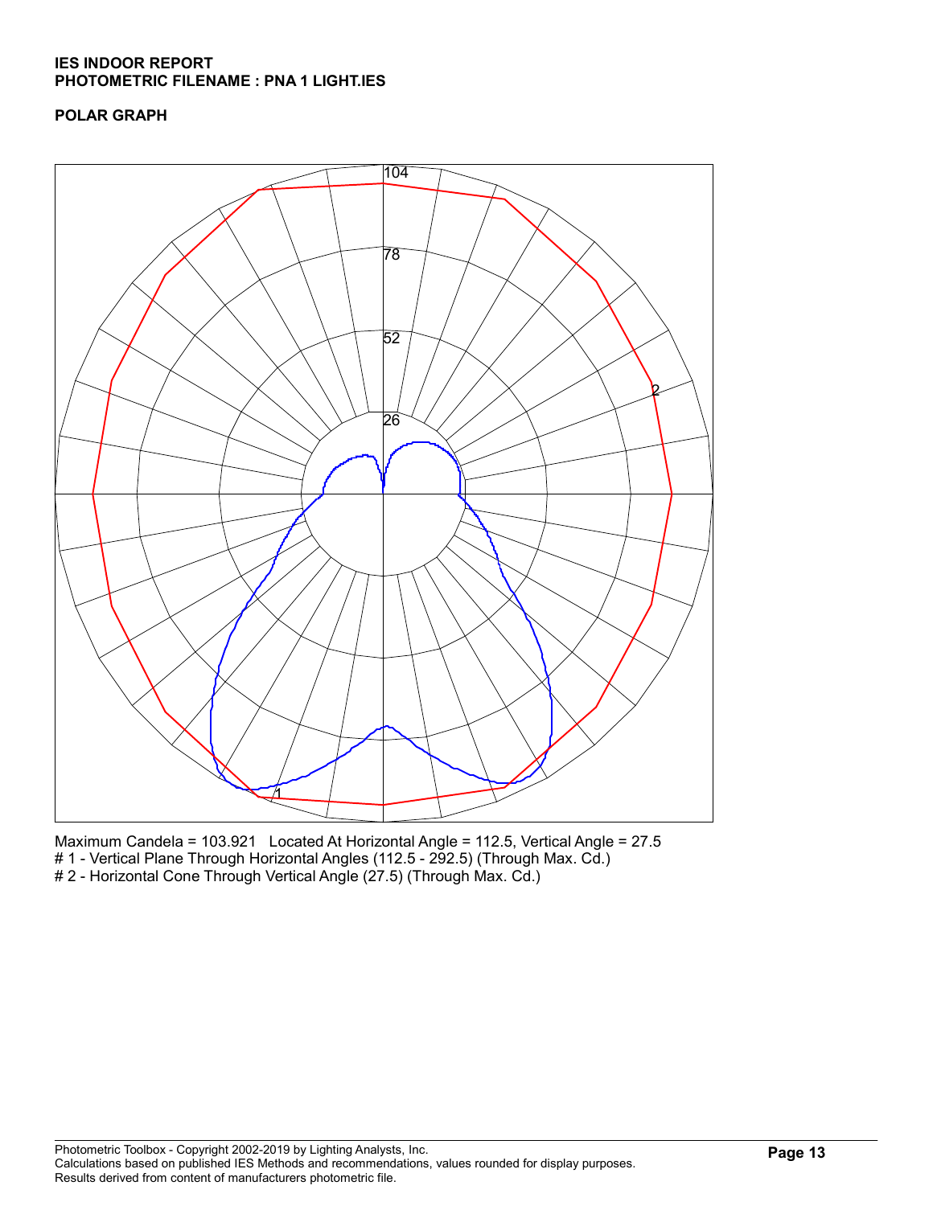**IES INDOOR REPORT**
**PHOTOMETRIC FILENAME : PNA 1 LIGHT.IES**

**POLAR GRAPH**

104
78
52
26
2
1

Maximum Candela = 103.921 Located At Horizontal Angle = 112.5, Vertical Angle = 27.5
# 1 - Vertical Plane Through Horizontal Angles (112.5 - 292.5) (Through Max. Cd.)
# 2 - Horizontal Cone Through Vertical Angle (27.5) (Through Max. Cd.)

Photometric Toolbox - Copyright 2002-2019 by Lighting Analysts, Inc.
Calculations based on published IES Methods and recommendations, values rounded for display purposes.
Results derived from content of manufacturers photometric file.